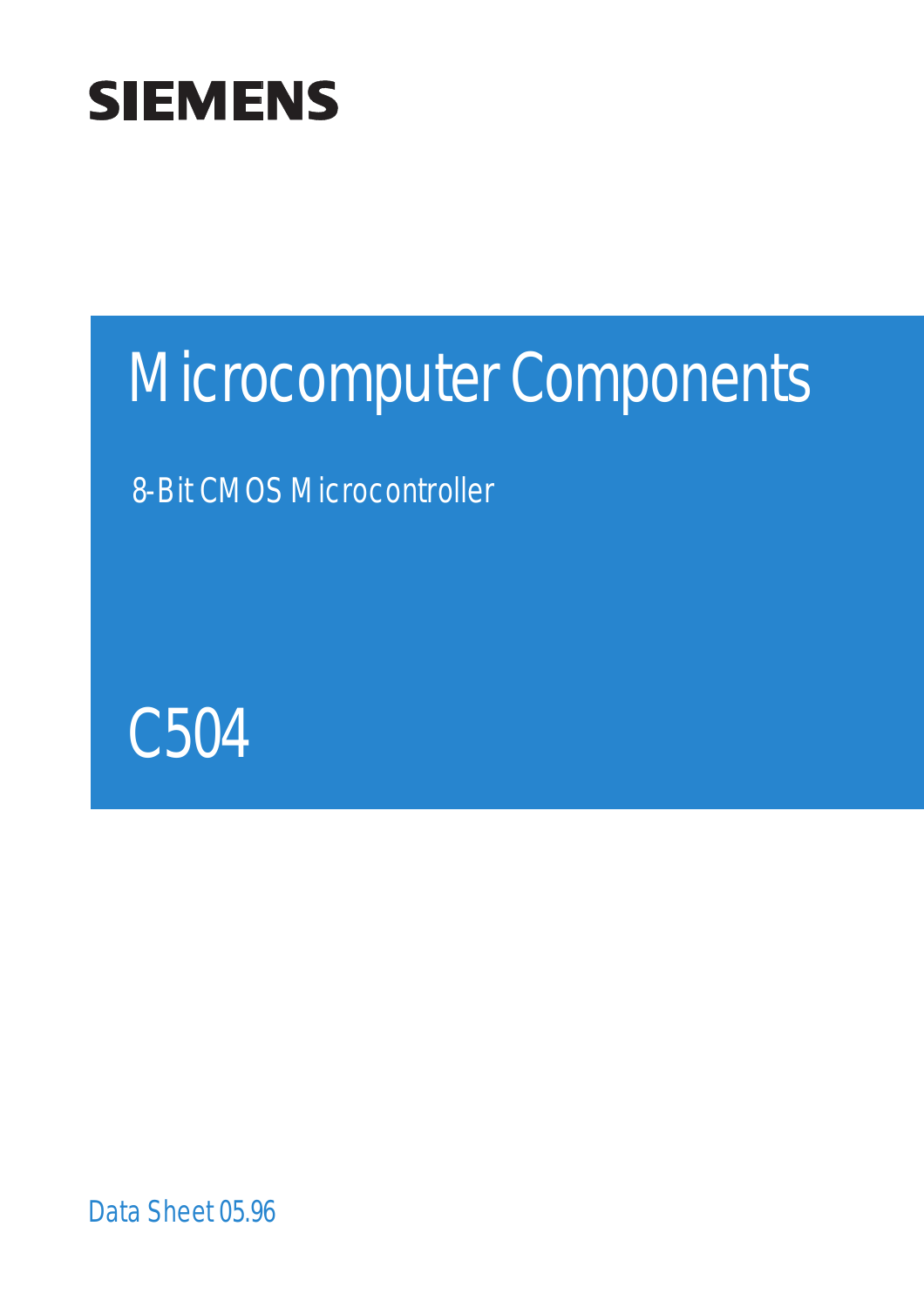# SIEMENS

# Microcomputer Components

## 8-Bit CMOS Microcontroller

# C504

Data Sheet 05.96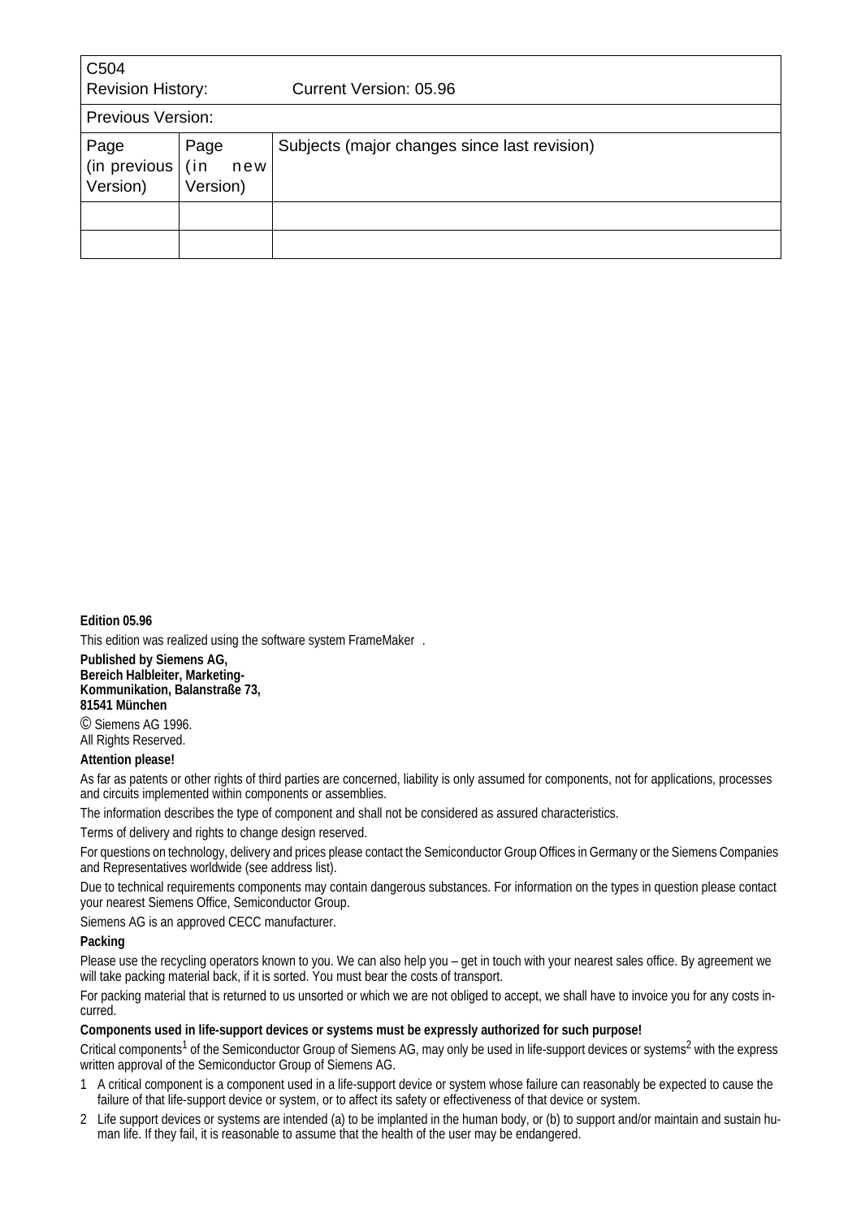| C504<br>Revision History: Current Version: 05.96 | | |
|---|---|---|
| Previous Version: | | |
| Page (in previous Version) | Page (in new Version) | Subjects (major changes since last revision) |
| | | |
| | | |

**Edition 05.96**

This edition was realized using the software system FrameMaker .

**Published by Siemens AG,**
**Bereich Halbleiter, Marketing-Kommunikation, Balanstraße 73,**
**81541 München**

© Siemens AG 1996.
All Rights Reserved.

**Attention please!**

As far as patents or other rights of third parties are concerned, liability is only assumed for components, not for applications, processes and circuits implemented within components or assemblies.

The information describes the type of component and shall not be considered as assured characteristics.

Terms of delivery and rights to change design reserved.

For questions on technology, delivery and prices please contact the Semiconductor Group Offices in Germany or the Siemens Companies and Representatives worldwide (see address list).

Due to technical requirements components may contain dangerous substances. For information on the types in question please contact your nearest Siemens Office, Semiconductor Group.

Siemens AG is an approved CECC manufacturer.

**Packing**

Please use the recycling operators known to you. We can also help you – get in touch with your nearest sales office. By agreement we will take packing material back, if it is sorted. You must bear the costs of transport.

For packing material that is returned to us unsorted or which we are not obliged to accept, we shall have to invoice you for any costs incurred.

**Components used in life-support devices or systems must be expressly authorized for such purpose!**

Critical components[1] of the Semiconductor Group of Siemens AG, may only be used in life-support devices or systems[2] with the express written approval of the Semiconductor Group of Siemens AG.

1 A critical component is a component used in a life-support device or system whose failure can reasonably be expected to cause the failure of that life-support device or system, or to affect its safety or effectiveness of that device or system.

2 Life support devices or systems are intended (a) to be implanted in the human body, or (b) to support and/or maintain and sustain human life. If they fail, it is reasonable to assume that the health of the user may be endangered.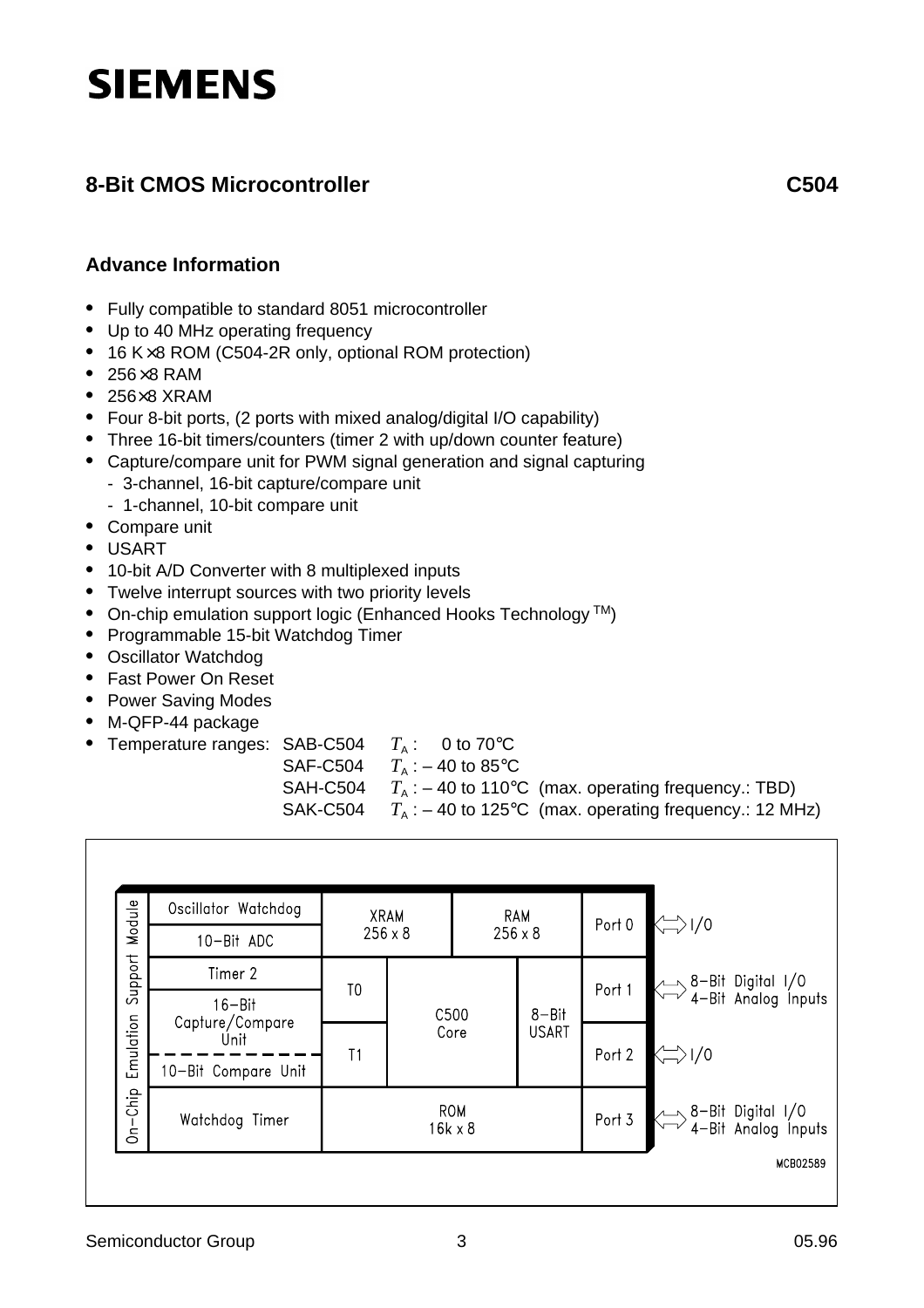# SIEMENS

## 8-Bit CMOS Microcontroller — C504

### Advance Information

- Fully compatible to standard 8051 microcontroller
- Up to 40 MHz operating frequency
- 16 K × 8 ROM (C504-2R only, optional ROM protection)
- 256 × 8 RAM
- 256 × 8 XRAM
- Four 8-bit ports, (2 ports with mixed analog/digital I/O capability)
- Three 16-bit timers/counters (timer 2 with up/down counter feature)
- Capture/compare unit for PWM signal generation and signal capturing
  - 3-channel, 16-bit capture/compare unit
  - 1-channel, 10-bit compare unit
- Compare unit
- USART
- 10-bit A/D Converter with 8 multiplexed inputs
- Twelve interrupt sources with two priority levels
- On-chip emulation support logic (Enhanced Hooks Technology ™)
- Programmable 15-bit Watchdog Timer
- Oscillator Watchdog
- Fast Power On Reset
- Power Saving Modes
- M-QFP-44 package
- Temperature ranges:
  - SAB-C504 $T_A$ : 0 to 70°C
  - SAF-C504 $T_A$ : – 40 to 85°C
  - SAH-C504 $T_A$ : – 40 to 110°C (max. operating frequency.: TBD)
  - SAK-C504 $T_A$ : – 40 to 125°C (max. operating frequency.: 12 MHz)

| On-Chip Emulation Support Module | | | | |
|---|---|---|---|---|
| Oscillator Watchdog | XRAM 256 x 8 | | RAM 256 x 8 | Port 0 ⇔ I/O |
| 10-Bit ADC | | | | |
| Timer 2 | T0 | C500 Core | 8-Bit USART | Port 1 ⇔ 8-Bit Digital I/O, 4-Bit Analog Inputs |
| 16-Bit Capture/Compare Unit | T1 | | | Port 2 ⇔ I/O |
| 10-Bit Compare Unit | | | | |
| Watchdog Timer | ROM 16k x 8 | | | Port 3 ⇔ 8-Bit Digital I/O, 4-Bit Analog Inputs |

MCB02589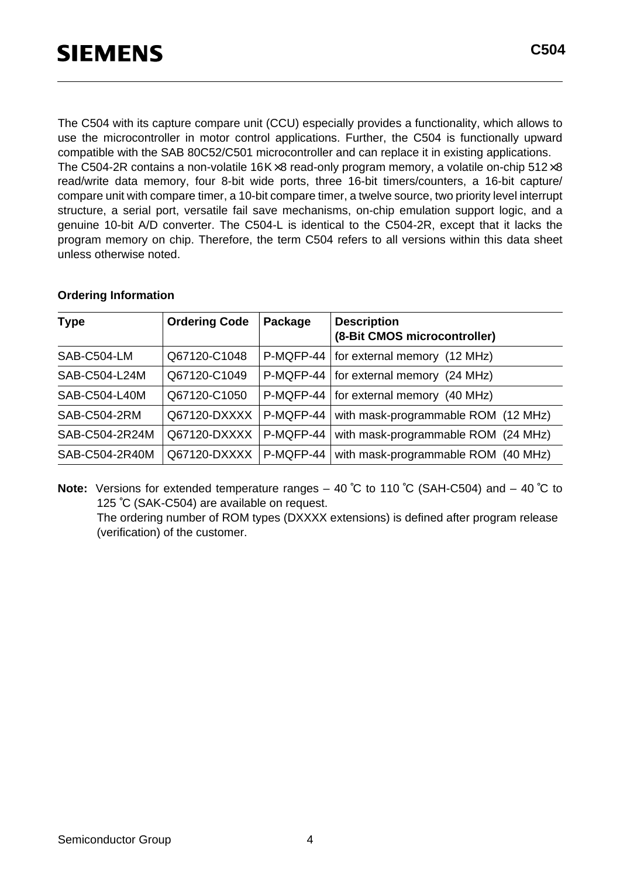The C504 with its capture compare unit (CCU) especially provides a functionality, which allows to use the microcontroller in motor control applications. Further, the C504 is functionally upward compatible with the SAB 80C52/C501 microcontroller and can replace it in existing applications.
The C504-2R contains a non-volatile 16K × 8 read-only program memory, a volatile on-chip 512 × 8 read/write data memory, four 8-bit wide ports, three 16-bit timers/counters, a 16-bit capture/compare unit with compare timer, a 10-bit compare timer, a twelve source, two priority level interrupt structure, a serial port, versatile fail save mechanisms, on-chip emulation support logic, and a genuine 10-bit A/D converter. The C504-L is identical to the C504-2R, except that it lacks the program memory on chip. Therefore, the term C504 refers to all versions within this data sheet unless otherwise noted.

**Ordering Information**

| **Type** | **Ordering Code** | **Package** | **Description (8-Bit CMOS microcontroller)** |
|---|---|---|---|
| SAB-C504-LM | Q67120-C1048 | P-MQFP-44 | for external memory (12 MHz) |
| SAB-C504-L24M | Q67120-C1049 | P-MQFP-44 | for external memory (24 MHz) |
| SAB-C504-L40M | Q67120-C1050 | P-MQFP-44 | for external memory (40 MHz) |
| SAB-C504-2RM | Q67120-DXXXX | P-MQFP-44 | with mask-programmable ROM (12 MHz) |
| SAB-C504-2R24M | Q67120-DXXXX | P-MQFP-44 | with mask-programmable ROM (24 MHz) |
| SAB-C504-2R40M | Q67120-DXXXX | P-MQFP-44 | with mask-programmable ROM (40 MHz) |

**Note:** Versions for extended temperature ranges – 40 °C to 110 °C (SAH-C504) and – 40 °C to 125 °C (SAK-C504) are available on request.
The ordering number of ROM types (DXXXX extensions) is defined after program release (verification) of the customer.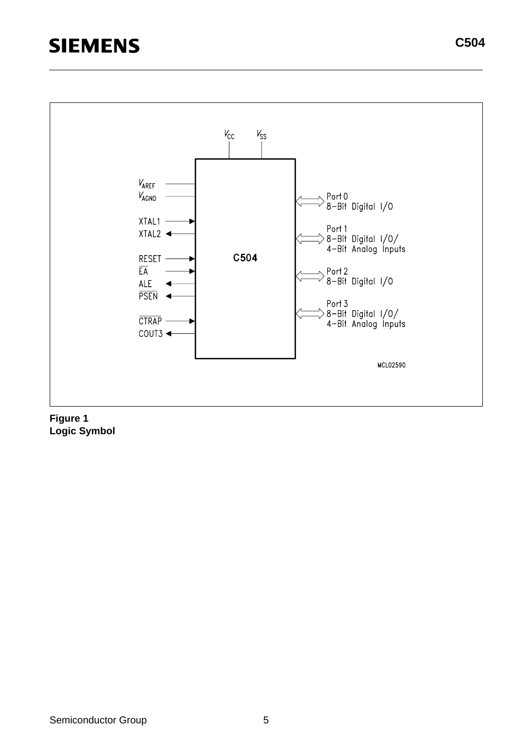**Figure 1**
**Logic Symbol**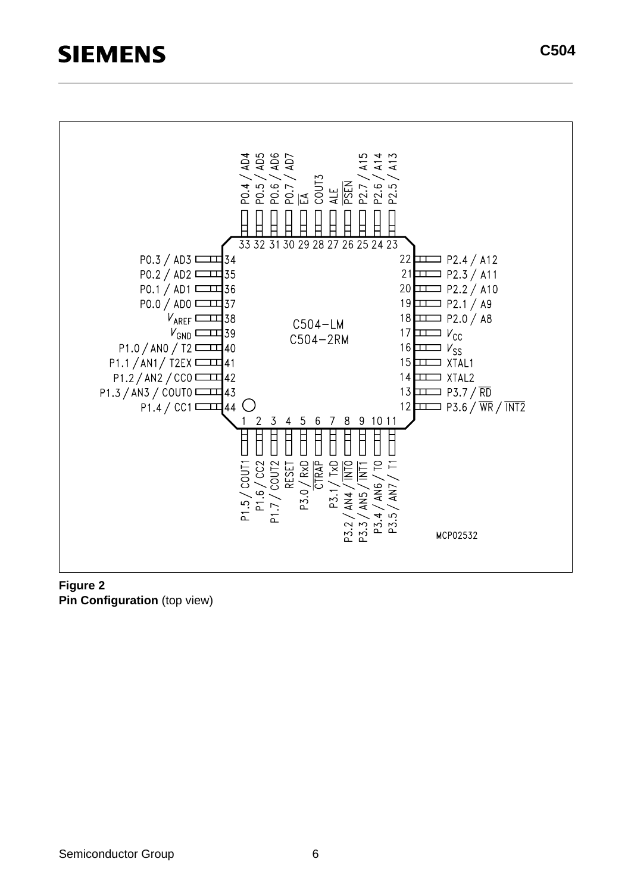| Pin | Function | Pin | Function |
| --- | --- | --- | --- |
| 1 | P1.5 / COUT1 | 23 | P2.5 / A13 |
| 2 | P1.6 / CC2 | 24 | P2.6 / A14 |
| 3 | P1.7 / COUT2 | 25 | P2.7 / A15 |
| 4 | RESET | 26 | $\overline{PSEN}$ |
| 5 | P3.0 / RxD | 27 | ALE |
| 6 | $\overline{CTRAP}$ | 28 | COUT3 |
| 7 | P3.1 / TxD | 29 | $\overline{EA}$ |
| 8 | P3.2 / AN4 / $\overline{INT0}$ | 30 | P0.7 / AD7 |
| 9 | P3.3 / AN5 / $\overline{INT1}$ | 31 | P0.6 / AD6 |
| 10 | P3.4 / AN6 / T0 | 32 | P0.5 / AD5 |
| 11 | P3.5 / AN7 / T1 | 33 | P0.4 / AD4 |
| 12 | P3.6 / $\overline{WR}$ / $\overline{INT2}$ | 34 | P0.3 / AD3 |
| 13 | P3.7 / $\overline{RD}$ | 35 | P0.2 / AD2 |
| 14 | XTAL2 | 36 | P0.1 / AD1 |
| 15 | XTAL1 | 37 | P0.0 / AD0 |
| 16 | $V_{SS}$ | 38 | $V_{AREF}$ |
| 17 | $V_{CC}$ | 39 | $V_{GND}$ |
| 18 | P2.0 / A8 | 40 | P1.0 / AN0 / T2 |
| 19 | P2.1 / A9 | 41 | P1.1 / AN1 / T2EX |
| 20 | P2.2 / A10 | 42 | P1.2 / AN2 / CC0 |
| 21 | P2.3 / A11 | 43 | P1.3 / AN3 / COUT0 |
| 22 | P2.4 / A12 | 44 | P1.4 / CC1 |

C504-LM
C504-2RM

MCP02532

**Figure 2**
**Pin Configuration** (top view)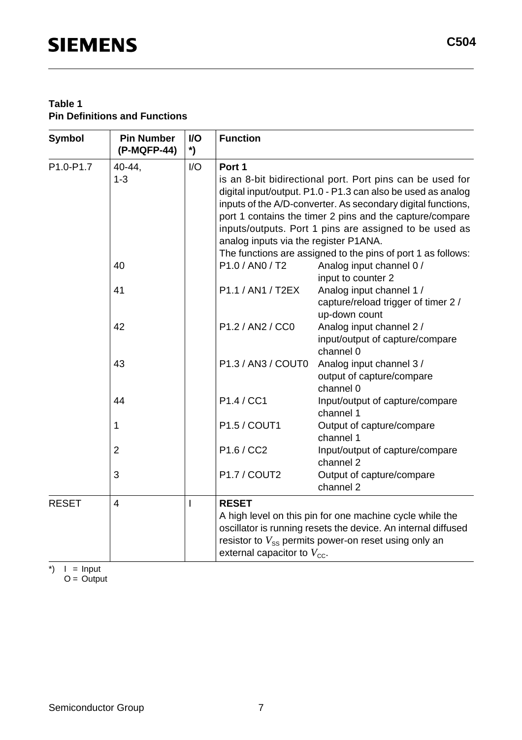**Table 1**
**Pin Definitions and Functions**

| Symbol | Pin Number (P-MQFP-44) | I/O *) | Function | |
|---|---|---|---|---|
| P1.0-P1.7 | 40-44, 1-3 | I/O | **Port 1** is an 8-bit bidirectional port. Port pins can be used for digital input/output. P1.0 - P1.3 can also be used as analog inputs of the A/D-converter. As secondary digital functions, port 1 contains the timer 2 pins and the capture/compare inputs/outputs. Port 1 pins are assigned to be used as analog inputs via the register P1ANA. The functions are assigned to the pins of port 1 as follows: | |
| | 40 | | P1.0 / AN0 / T2 | Analog input channel 0 / input to counter 2 |
| | 41 | | P1.1 / AN1 / T2EX | Analog input channel 1 / capture/reload trigger of timer 2 / up-down count |
| | 42 | | P1.2 / AN2 / CC0 | Analog input channel 2 / input/output of capture/compare channel 0 |
| | 43 | | P1.3 / AN3 / COUT0 | Analog input channel 3 / output of capture/compare channel 0 |
| | 44 | | P1.4 / CC1 | Input/output of capture/compare channel 1 |
| | 1 | | P1.5 / COUT1 | Output of capture/compare channel 1 |
| | 2 | | P1.6 / CC2 | Input/output of capture/compare channel 2 |
| | 3 | | P1.7 / COUT2 | Output of capture/compare channel 2 |
| RESET | 4 | I | **RESET** A high level on this pin for one machine cycle while the oscillator is running resets the device. An internal diffused resistor to $V_{SS}$ permits power-on reset using only an external capacitor to $V_{CC}$. | |

*) I = Input
O = Output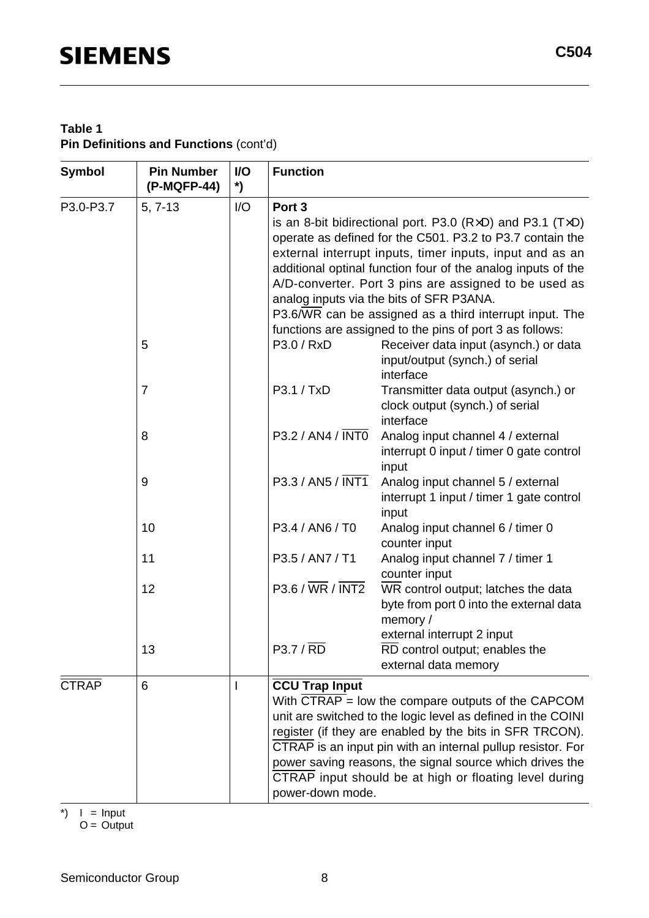**Table 1**
**Pin Definitions and Functions** (cont'd)

| Symbol | Pin Number (P-MQFP-44) | I/O *) | Function | |
|---|---|---|---|---|
| P3.0-P3.7 | 5, 7-13 | I/O | **Port 3**<br>is an 8-bit bidirectional port. P3.0 (R×D) and P3.1 (T×D) operate as defined for the C501. P3.2 to P3.7 contain the external interrupt inputs, timer inputs, input and as an additional optinal function four of the analog inputs of the A/D-converter. Port 3 pins are assigned to be used as analog inputs via the bits of SFR P3ANA.<br>P3.6/$\overline{\text{WR}}$ can be assigned as a third interrupt input. The functions are assigned to the pins of port 3 as follows: | |
| | 5 | | P3.0 / RxD | Receiver data input (asynch.) or data input/output (synch.) of serial interface |
| | 7 | | P3.1 / TxD | Transmitter data output (asynch.) or clock output (synch.) of serial interface |
| | 8 | | P3.2 / AN4 / $\overline{\text{INT0}}$ | Analog input channel 4 / external interrupt 0 input / timer 0 gate control input |
| | 9 | | P3.3 / AN5 / $\overline{\text{INT1}}$ | Analog input channel 5 / external interrupt 1 input / timer 1 gate control input |
| | 10 | | P3.4 / AN6 / T0 | Analog input channel 6 / timer 0 counter input |
| | 11 | | P3.5 / AN7 / T1 | Analog input channel 7 / timer 1 counter input |
| | 12 | | P3.6 / $\overline{\text{WR}}$ / $\overline{\text{INT2}}$ | $\overline{\text{WR}}$ control output; latches the data byte from port 0 into the external data memory /<br>external interrupt 2 input |
| | 13 | | P3.7 / $\overline{\text{RD}}$ | $\overline{\text{RD}}$ control output; enables the external data memory |
| $\overline{\text{CTRAP}}$ | 6 | I | **CCU Trap Input**<br>With $\overline{\text{CTRAP}}$ = low the compare outputs of the CAPCOM unit are switched to the logic level as defined in the COINI register (if they are enabled by the bits in SFR TRCON). $\overline{\text{CTRAP}}$ is an input pin with an internal pullup resistor. For power saving reasons, the signal source which drives the $\overline{\text{CTRAP}}$ input should be at high or floating level during power-down mode. | |

*) I = Input
O = Output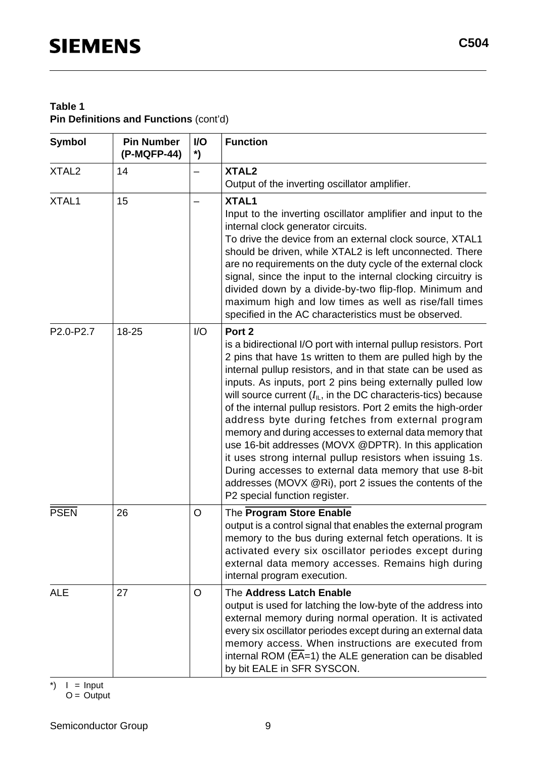**Table 1**
**Pin Definitions and Functions** (cont'd)

| Symbol | Pin Number (P-MQFP-44) | I/O *) | Function |
|---|---|---|---|
| XTAL2 | 14 | – | **XTAL2**<br>Output of the inverting oscillator amplifier. |
| XTAL1 | 15 | – | **XTAL1**<br>Input to the inverting oscillator amplifier and input to the internal clock generator circuits.<br>To drive the device from an external clock source, XTAL1 should be driven, while XTAL2 is left unconnected. There are no requirements on the duty cycle of the external clock signal, since the input to the internal clocking circuitry is divided down by a divide-by-two flip-flop. Minimum and maximum high and low times as well as rise/fall times specified in the AC characteristics must be observed. |
| P2.0-P2.7 | 18-25 | I/O | **Port 2**<br>is a bidirectional I/O port with internal pullup resistors. Port 2 pins that have 1s written to them are pulled high by the internal pullup resistors, and in that state can be used as inputs. As inputs, port 2 pins being externally pulled low will source current ($I_{IL}$, in the DC characteris-tics) because of the internal pullup resistors. Port 2 emits the high-order address byte during fetches from external program memory and during accesses to external data memory that use 16-bit addresses (MOVX @DPTR). In this application it uses strong internal pullup resistors when issuing 1s. During accesses to external data memory that use 8-bit addresses (MOVX @Ri), port 2 issues the contents of the P2 special function register. |
| $\overline{\text{PSEN}}$ | 26 | O | The $\overline{\textbf{Program Store Enable}}$<br>output is a control signal that enables the external program memory to the bus during external fetch operations. It is activated every six oscillator periodes except during external data memory accesses. Remains high during internal program execution. |
| ALE | 27 | O | The **Address Latch Enable**<br>output is used for latching the low-byte of the address into external memory during normal operation. It is activated every six oscillator periodes except during an external data memory access. When instructions are executed from internal ROM ($\overline{\text{EA}}$=1) the ALE generation can be disabled by bit EALE in SFR SYSCON. |

*) I = Input
O = Output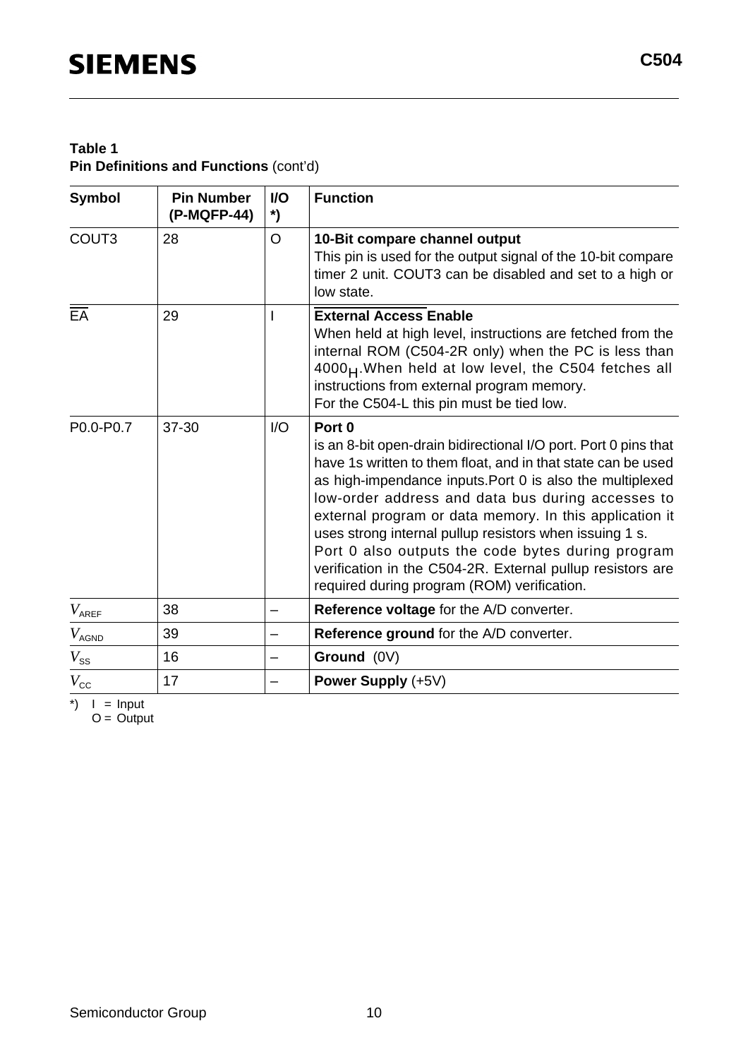**Table 1**
**Pin Definitions and Functions** (cont'd)

| Symbol | Pin Number (P-MQFP-44) | I/O *) | Function |
|---|---|---|---|
| COUT3 | 28 | O | **10-Bit compare channel output** This pin is used for the output signal of the 10-bit compare timer 2 unit. COUT3 can be disabled and set to a high or low state. |
| $\overline{EA}$ | 29 | I | **$\overline{\text{External Access Enable}}$** When held at high level, instructions are fetched from the internal ROM (C504-2R only) when the PC is less than $4000_H$.When held at low level, the C504 fetches all instructions from external program memory. For the C504-L this pin must be tied low. |
| P0.0-P0.7 | 37-30 | I/O | **Port 0** is an 8-bit open-drain bidirectional I/O port. Port 0 pins that have 1s written to them float, and in that state can be used as high-impendance inputs.Port 0 is also the multiplexed low-order address and data bus during accesses to external program or data memory. In this application it uses strong internal pullup resistors when issuing 1 s. Port 0 also outputs the code bytes during program verification in the C504-2R. External pullup resistors are required during program (ROM) verification. |
| $V_{AREF}$ | 38 | – | **Reference voltage** for the A/D converter. |
| $V_{AGND}$ | 39 | – | **Reference ground** for the A/D converter. |
| $V_{SS}$ | 16 | – | **Ground** (0V) |
| $V_{CC}$ | 17 | – | **Power Supply** (+5V) |

*) I = Input
O = Output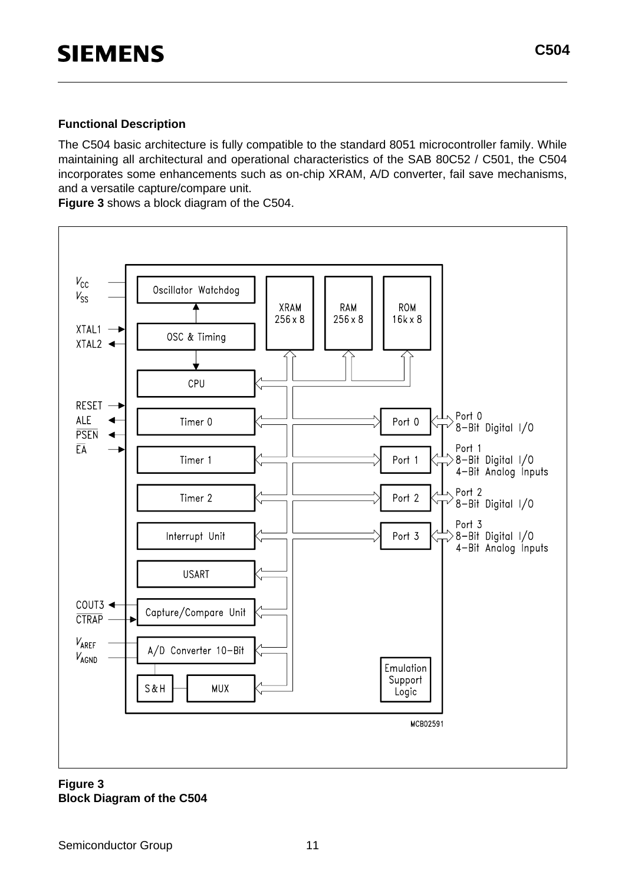## Functional Description

The C504 basic architecture is fully compatible to the standard 8051 microcontroller family. While maintaining all architectural and operational characteristics of the SAB 80C52 / C501, the C504 incorporates some enhancements such as on-chip XRAM, A/D converter, fail save mechanisms, and a versatile capture/compare unit.
**Figure 3** shows a block diagram of the C504.

**Figure 3**
**Block Diagram of the C504**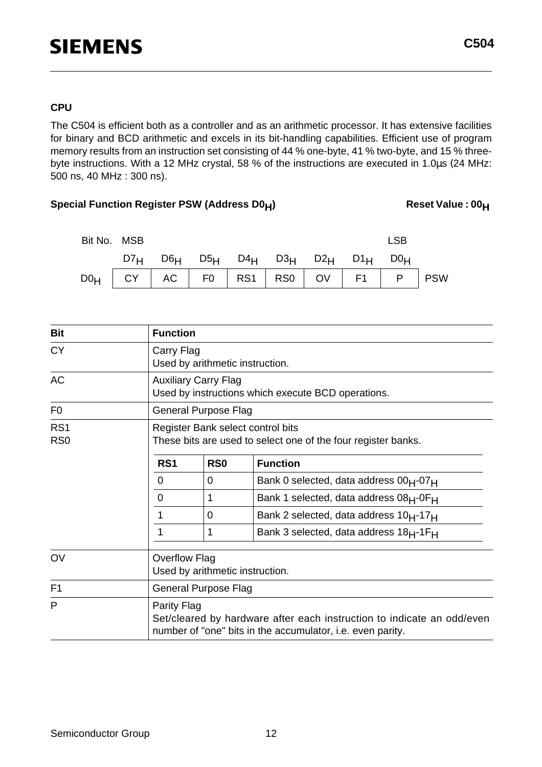### CPU

The C504 is efficient both as a controller and as an arithmetic processor. It has extensive facilities for binary and BCD arithmetic and excels in its bit-handling capabilities. Efficient use of program memory results from an instruction set consisting of 44 % one-byte, 41 % two-byte, and 15 % three-byte instructions. With a 12 MHz crystal, 58 % of the instructions are executed in 1.0µs (24 MHz: 500 ns, 40 MHz : 300 ns).

**Special Function Register PSW (Address $D0_H$)** **Reset Value : $00_H$**

| Bit No. | MSB $D7_H$ | $D6_H$ | $D5_H$ | $D4_H$ | $D3_H$ | $D2_H$ | $D1_H$ | LSB $D0_H$ | |
|---|---|---|---|---|---|---|---|---|---|
| $D0_H$ | CY | AC | F0 | RS1 | RS0 | OV | F1 | P | PSW |

| Bit | Function |
|---|---|
| CY | Carry Flag<br>Used by arithmetic instruction. |
| AC | Auxiliary Carry Flag<br>Used by instructions which execute BCD operations. |
| F0 | General Purpose Flag |
| RS1<br>RS0 | Register Bank select control bits<br>These bits are used to select one of the four register banks. |
| OV | Overflow Flag<br>Used by arithmetic instruction. |
| F1 | General Purpose Flag |
| P | Parity Flag<br>Set/cleared by hardware after each instruction to indicate an odd/even number of "one" bits in the accumulator, i.e. even parity. |

Register bank selection (RS1, RS0):

| RS1 | RS0 | Function |
|---|---|---|
| 0 | 0 | Bank 0 selected, data address $00_H$-$07_H$ |
| 0 | 1 | Bank 1 selected, data address $08_H$-$0F_H$ |
| 1 | 0 | Bank 2 selected, data address $10_H$-$17_H$ |
| 1 | 1 | Bank 3 selected, data address $18_H$-$1F_H$ |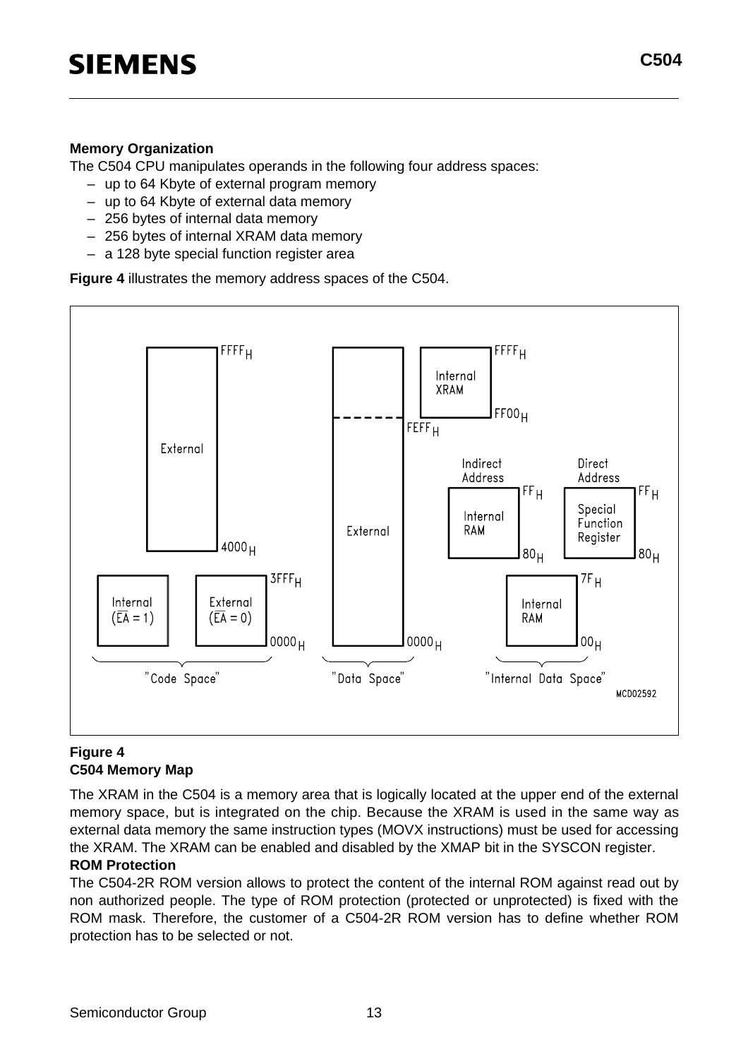**Memory Organization**

The C504 CPU manipulates operands in the following four address spaces:

- up to 64 Kbyte of external program memory
- up to 64 Kbyte of external data memory
- 256 bytes of internal data memory
- 256 bytes of internal XRAM data memory
- a 128 byte special function register area

**Figure 4** illustrates the memory address spaces of the C504.

**Figure 4**
**C504 Memory Map**

The XRAM in the C504 is a memory area that is logically located at the upper end of the external memory space, but is integrated on the chip. Because the XRAM is used in the same way as external data memory the same instruction types (MOVX instructions) must be used for accessing the XRAM. The XRAM can be enabled and disabled by the XMAP bit in the SYSCON register.

**ROM Protection**

The C504-2R ROM version allows to protect the content of the internal ROM against read out by non authorized people. The type of ROM protection (protected or unprotected) is fixed with the ROM mask. Therefore, the customer of a C504-2R ROM version has to define whether ROM protection has to be selected or not.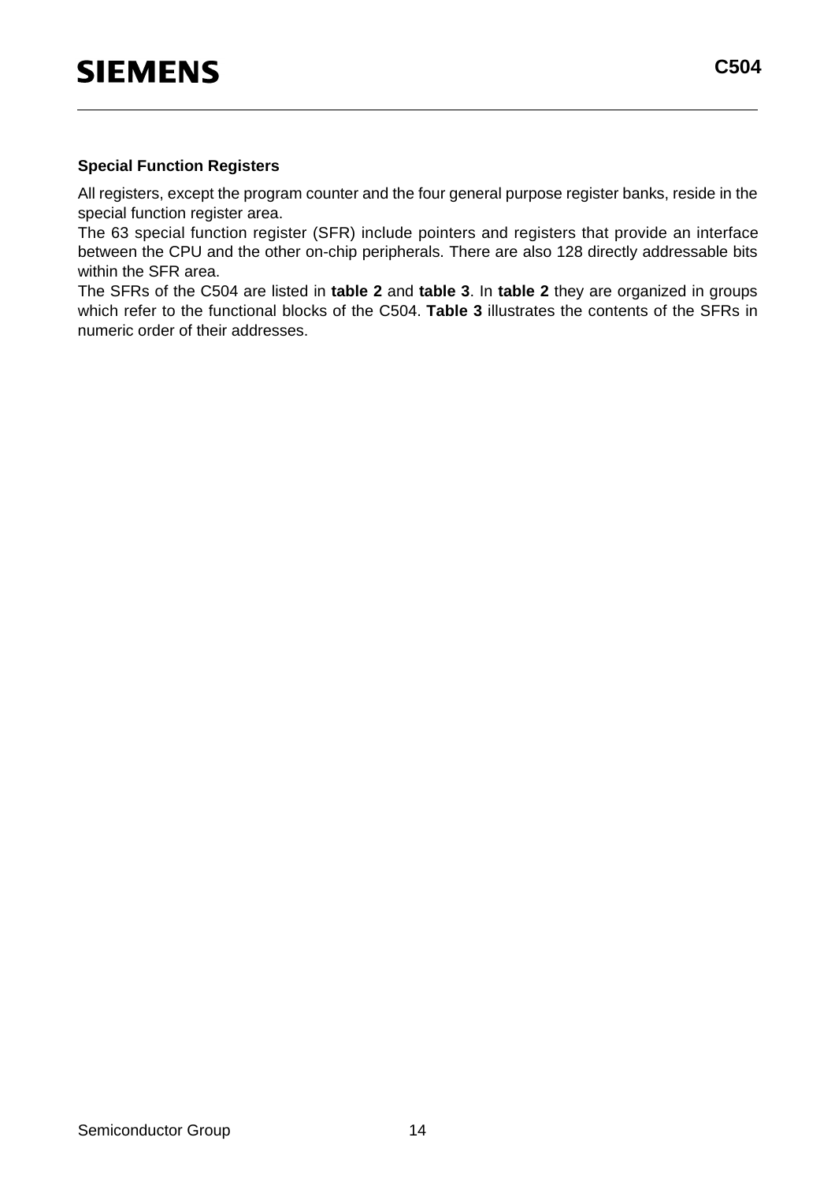### Special Function Registers

All registers, except the program counter and the four general purpose register banks, reside in the special function register area.

The 63 special function register (SFR) include pointers and registers that provide an interface between the CPU and the other on-chip peripherals. There are also 128 directly addressable bits within the SFR area.

The SFRs of the C504 are listed in **table 2** and **table 3**. In **table 2** they are organized in groups which refer to the functional blocks of the C504. **Table 3** illustrates the contents of the SFRs in numeric order of their addresses.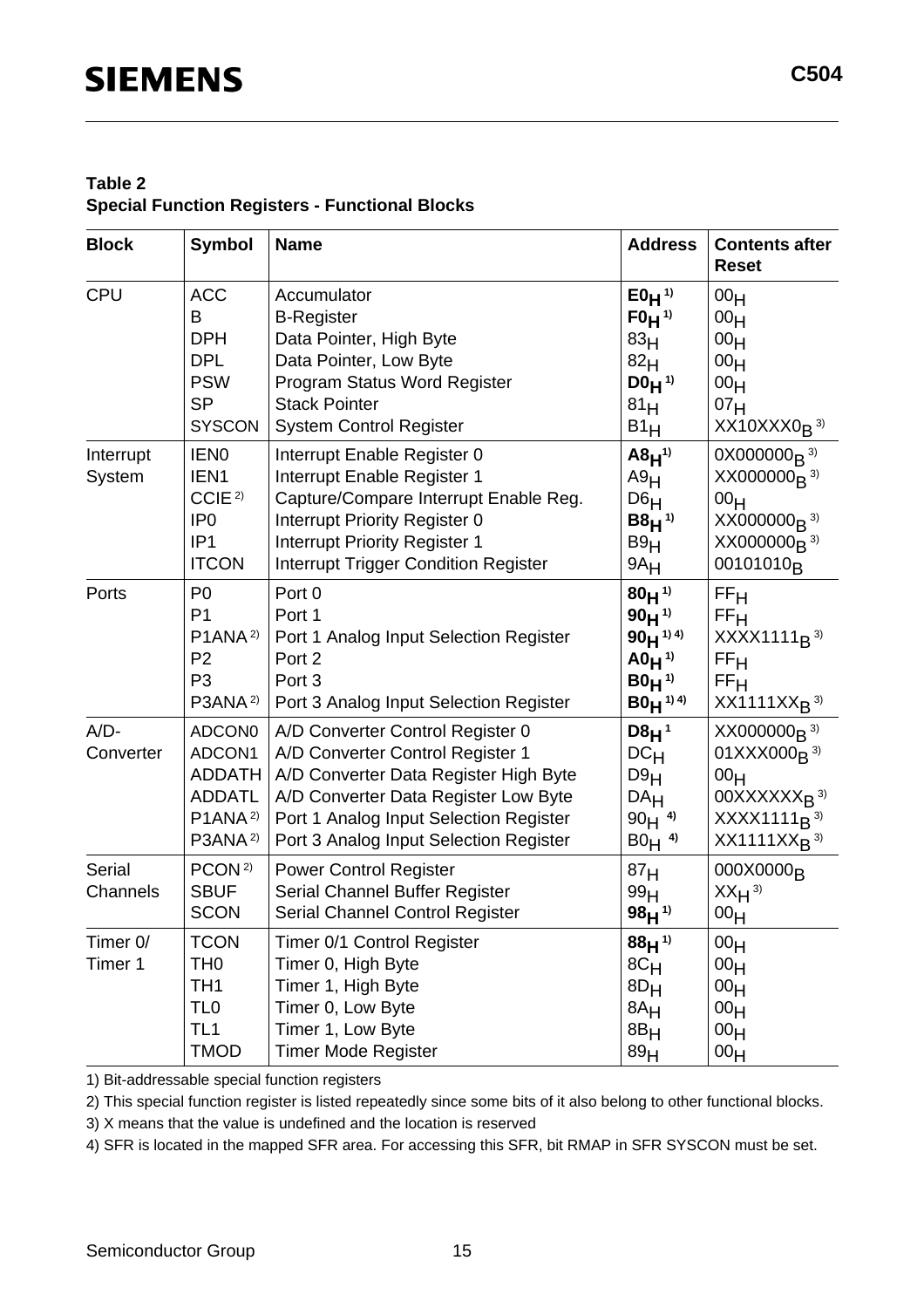**Table 2**
**Special Function Registers - Functional Blocks**

| Block | Symbol | Name | Address | Contents after Reset |
|---|---|---|---|---|
| CPU | ACC<br>B<br>DPH<br>DPL<br>PSW<br>SP<br>SYSCON | Accumulator<br>B-Register<br>Data Pointer, High Byte<br>Data Pointer, Low Byte<br>Program Status Word Register<br>Stack Pointer<br>System Control Register | **$E0_H$** [1)]<br>**$F0_H$** [1)]<br>$83_H$<br>$82_H$<br>**$D0_H$** [1)]<br>$81_H$<br>$B1_H$ | $00_H$<br>$00_H$<br>$00_H$<br>$00_H$<br>$00_H$<br>$07_H$<br>$XX10XXX0_B$ [3)] |
| Interrupt System | IEN0<br>IEN1<br>CCIE [2)]<br>IP0<br>IP1<br>ITCON | Interrupt Enable Register 0<br>Interrupt Enable Register 1<br>Capture/Compare Interrupt Enable Reg.<br>Interrupt Priority Register 0<br>Interrupt Priority Register 1<br>Interrupt Trigger Condition Register | **$A8_H$** [1)]<br>$A9_H$<br>$D6_H$<br>**$B8_H$** [1)]<br>$B9_H$<br>$9A_H$ | $0X000000_B$ [3)]<br>$XX000000_B$ [3)]<br>$00_H$<br>$XX000000_B$ [3)]<br>$XX000000_B$ [3)]<br>$00101010_B$ |
| Ports | P0<br>P1<br>P1ANA [2)]<br>P2<br>P3<br>P3ANA [2)] | Port 0<br>Port 1<br>Port 1 Analog Input Selection Register<br>Port 2<br>Port 3<br>Port 3 Analog Input Selection Register | **$80_H$** [1)]<br>**$90_H$** [1)]<br>**$90_H$** [1) 4)]<br>**$A0_H$** [1)]<br>**$B0_H$** [1)]<br>**$B0_H$** [1) 4)] | $FF_H$<br>$FF_H$<br>$XXXX1111_B$ [3)]<br>$FF_H$<br>$FF_H$<br>$XX1111XX_B$ [3)] |
| A/D-Converter | ADCON0<br>ADCON1<br>ADDATH<br>ADDATL<br>P1ANA [2)]<br>P3ANA [2)] | A/D Converter Control Register 0<br>A/D Converter Control Register 1<br>A/D Converter Data Register High Byte<br>A/D Converter Data Register Low Byte<br>Port 1 Analog Input Selection Register<br>Port 3 Analog Input Selection Register | **$D8_H$** [1]<br>$DC_H$<br>$D9_H$<br>$DA_H$<br>$90_H$ [4)]<br>$B0_H$ [4)] | $XX000000_B$ [3)]<br>$01XXX000_B$ [3)]<br>$00_H$<br>$00XXXXXX_B$ [3)]<br>$XXXX1111_B$ [3)]<br>$XX1111XX_B$ [3)] |
| Serial Channels | PCON [2)]<br>SBUF<br>SCON | Power Control Register<br>Serial Channel Buffer Register<br>Serial Channel Control Register | $87_H$<br>$99_H$<br>**$98_H$** [1)] | $000X0000_B$<br>$XX_H$ [3)]<br>$00_H$ |
| Timer 0/ Timer 1 | TCON<br>TH0<br>TH1<br>TL0<br>TL1<br>TMOD | Timer 0/1 Control Register<br>Timer 0, High Byte<br>Timer 1, High Byte<br>Timer 0, Low Byte<br>Timer 1, Low Byte<br>Timer Mode Register | **$88_H$** [1)]<br>$8C_H$<br>$8D_H$<br>$8A_H$<br>$8B_H$<br>$89_H$ | $00_H$<br>$00_H$<br>$00_H$<br>$00_H$<br>$00_H$<br>$00_H$ |

1) Bit-addressable special function registers

2) This special function register is listed repeatedly since some bits of it also belong to other functional blocks.

3) X means that the value is undefined and the location is reserved

4) SFR is located in the mapped SFR area. For accessing this SFR, bit RMAP in SFR SYSCON must be set.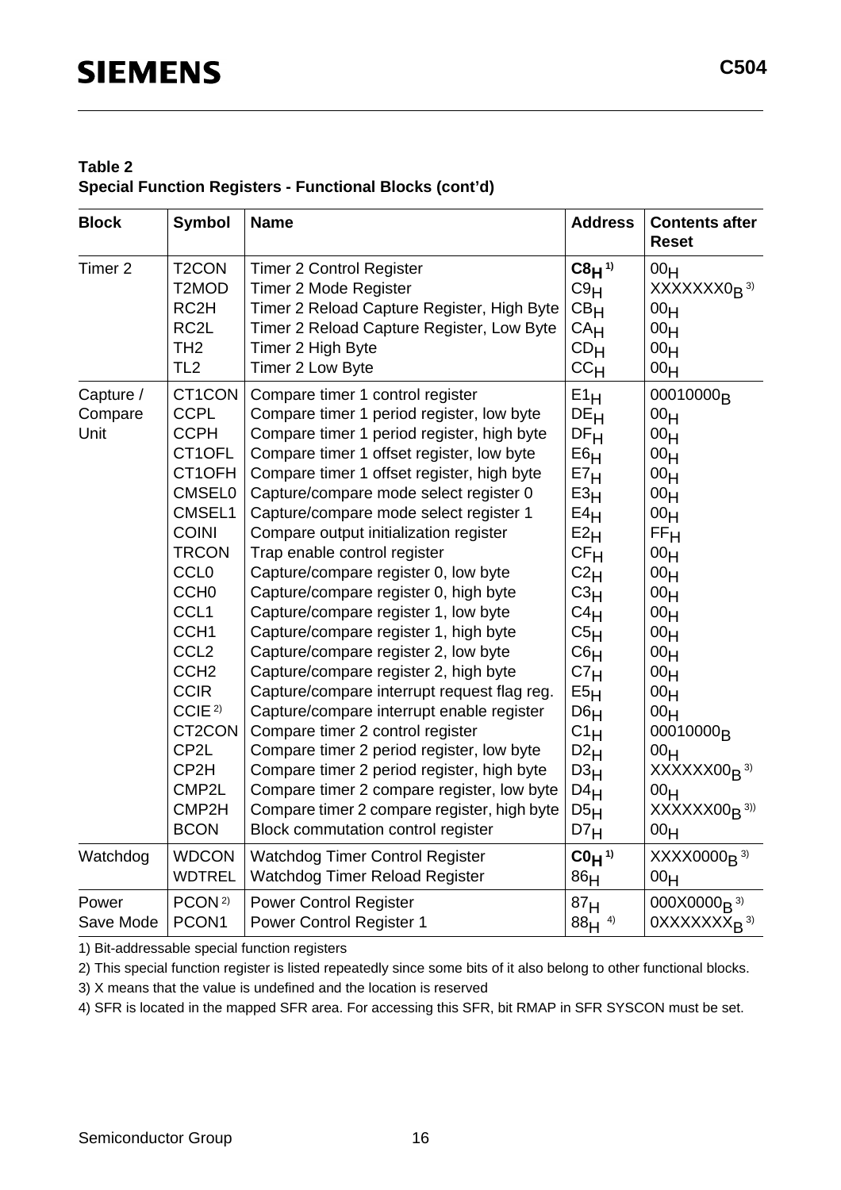**Table 2**
**Special Function Registers - Functional Blocks (cont'd)**

| Block | Symbol | Name | Address | Contents after Reset |
|---|---|---|---|---|
| Timer 2 | T2CON | Timer 2 Control Register | $C8_H$ [1] | $00_H$ |
| | T2MOD | Timer 2 Mode Register | $C9_H$ | $XXXXXXX0_B$ [3] |
| | RC2H | Timer 2 Reload Capture Register, High Byte | $CB_H$ | $00_H$ |
| | RC2L | Timer 2 Reload Capture Register, Low Byte | $CA_H$ | $00_H$ |
| | TH2 | Timer 2 High Byte | $CD_H$ | $00_H$ |
| | TL2 | Timer 2 Low Byte | $CC_H$ | $00_H$ |
| Capture / Compare Unit | CT1CON | Compare timer 1 control register | $E1_H$ | $00010000_B$ |
| | CCPL | Compare timer 1 period register, low byte | $DE_H$ | $00_H$ |
| | CCPH | Compare timer 1 period register, high byte | $DF_H$ | $00_H$ |
| | CT1OFL | Compare timer 1 offset register, low byte | $E6_H$ | $00_H$ |
| | CT1OFH | Compare timer 1 offset register, high byte | $E7_H$ | $00_H$ |
| | CMSEL0 | Capture/compare mode select register 0 | $E3_H$ | $00_H$ |
| | CMSEL1 | Capture/compare mode select register 1 | $E4_H$ | $00_H$ |
| | COINI | Compare output initialization register | $E2_H$ | $FF_H$ |
| | TRCON | Trap enable control register | $CF_H$ | $00_H$ |
| | CCL0 | Capture/compare register 0, low byte | $C2_H$ | $00_H$ |
| | CCH0 | Capture/compare register 0, high byte | $C3_H$ | $00_H$ |
| | CCL1 | Capture/compare register 1, low byte | $C4_H$ | $00_H$ |
| | CCH1 | Capture/compare register 1, high byte | $C5_H$ | $00_H$ |
| | CCL2 | Capture/compare register 2, low byte | $C6_H$ | $00_H$ |
| | CCH2 | Capture/compare register 2, high byte | $C7_H$ | $00_H$ |
| | CCIR | Capture/compare interrupt request flag reg. | $E5_H$ | $00_H$ |
| | CCIE [2] | Capture/compare interrupt enable register | $D6_H$ | $00_H$ |
| | CT2CON | Compare timer 2 control register | $C1_H$ | $00010000_B$ |
| | CP2L | Compare timer 2 period register, low byte | $D2_H$ | $00_H$ |
| | CP2H | Compare timer 2 period register, high byte | $D3_H$ | $XXXXXX00_B$ [3] |
| | CMP2L | Compare timer 2 compare register, low byte | $D4_H$ | $00_H$ |
| | CMP2H | Compare timer 2 compare register, high byte | $D5_H$ | $XXXXXX00_B$ [3] |
| | BCON | Block commutation control register | $D7_H$ | $00_H$ |
| Watchdog | WDCON | Watchdog Timer Control Register | $C0_H$ [1] | $XXXX0000_B$ [3] |
| | WDTREL | Watchdog Timer Reload Register | $86_H$ | $00_H$ |
| Power Save Mode | PCON [2] | Power Control Register | $87_H$ | $000X0000_B$ [3] |
| | PCON1 | Power Control Register 1 | $88_H$ [4] | $0XXXXXXX_B$ [3] |

1) Bit-addressable special function registers

2) This special function register is listed repeatedly since some bits of it also belong to other functional blocks.

3) X means that the value is undefined and the location is reserved

4) SFR is located in the mapped SFR area. For accessing this SFR, bit RMAP in SFR SYSCON must be set.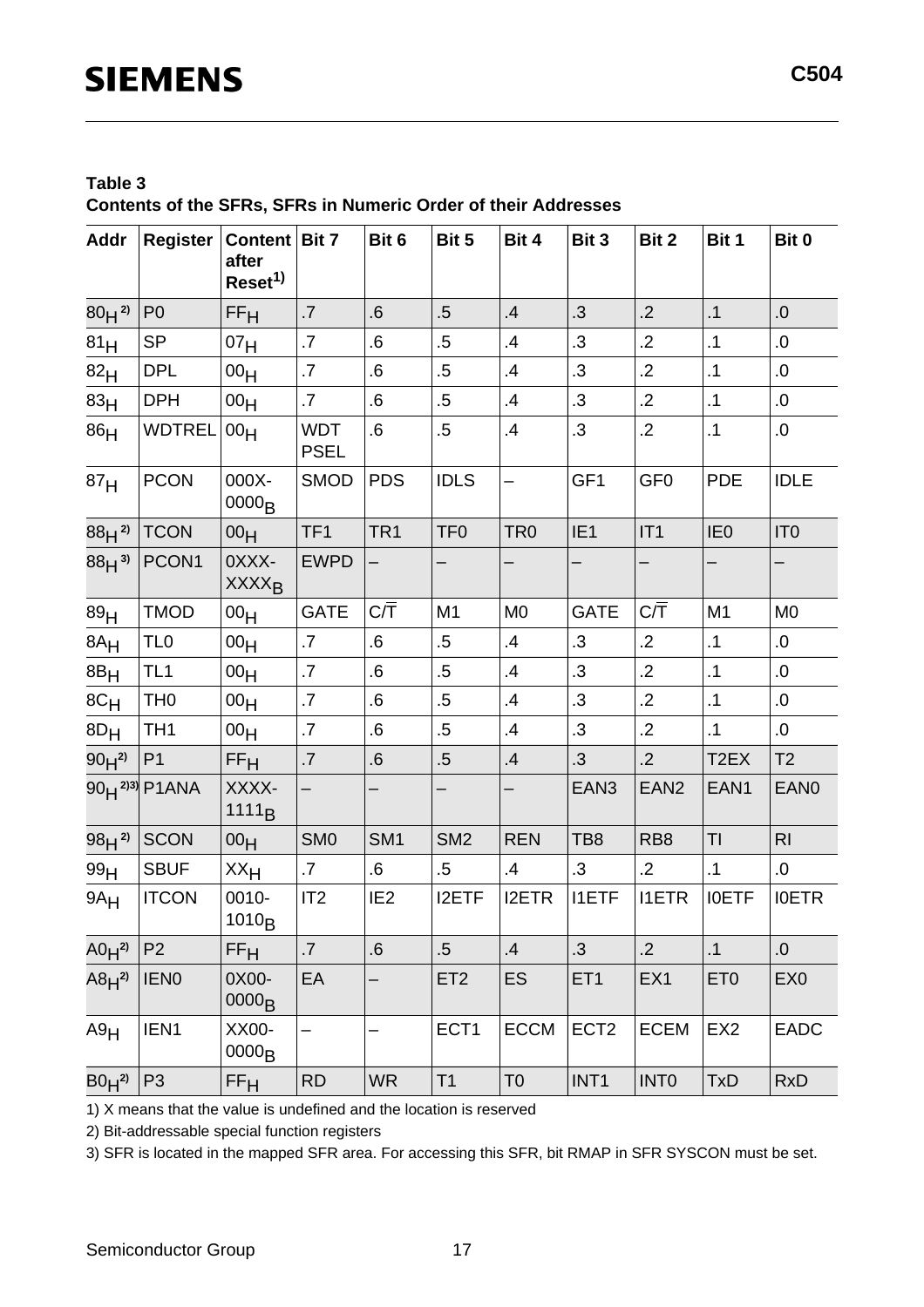**Table 3**
**Contents of the SFRs, SFRs in Numeric Order of their Addresses**

| Addr | Register | Content after Reset[1)] | Bit 7 | Bit 6 | Bit 5 | Bit 4 | Bit 3 | Bit 2 | Bit 1 | Bit 0 |
|---|---|---|---|---|---|---|---|---|---|---|
| $80_H$ [2)] | P0 | $FF_H$ | .7 | .6 | .5 | .4 | .3 | .2 | .1 | .0 |
| $81_H$ | SP | $07_H$ | .7 | .6 | .5 | .4 | .3 | .2 | .1 | .0 |
| $82_H$ | DPL | $00_H$ | .7 | .6 | .5 | .4 | .3 | .2 | .1 | .0 |
| $83_H$ | DPH | $00_H$ | .7 | .6 | .5 | .4 | .3 | .2 | .1 | .0 |
| $86_H$ | WDTREL | $00_H$ | WDT PSEL | .6 | .5 | .4 | .3 | .2 | .1 | .0 |
| $87_H$ | PCON | $000X\text{-}0000_B$ | SMOD | PDS | IDLS | – | GF1 | GF0 | PDE | IDLE |
| $88_H$ [2)] | TCON | $00_H$ | TF1 | TR1 | TF0 | TR0 | IE1 | IT1 | IE0 | IT0 |
| $88_H$ [3)] | PCON1 | $0XXX\text{-}XXXX_B$ | EWPD | – | – | – | – | – | – | – |
| $89_H$ | TMOD | $00_H$ | GATE | $C/\overline{T}$ | M1 | M0 | GATE | $C/\overline{T}$ | M1 | M0 |
| $8A_H$ | TL0 | $00_H$ | .7 | .6 | .5 | .4 | .3 | .2 | .1 | .0 |
| $8B_H$ | TL1 | $00_H$ | .7 | .6 | .5 | .4 | .3 | .2 | .1 | .0 |
| $8C_H$ | TH0 | $00_H$ | .7 | .6 | .5 | .4 | .3 | .2 | .1 | .0 |
| $8D_H$ | TH1 | $00_H$ | .7 | .6 | .5 | .4 | .3 | .2 | .1 | .0 |
| $90_H$ [2)] | P1 | $FF_H$ | .7 | .6 | .5 | .4 | .3 | .2 | T2EX | T2 |
| $90_H$ [2)3)] | P1ANA | $XXXX\text{-}1111_B$ | – | – | – | – | EAN3 | EAN2 | EAN1 | EAN0 |
| $98_H$ [2)] | SCON | $00_H$ | SM0 | SM1 | SM2 | REN | TB8 | RB8 | TI | RI |
| $99_H$ | SBUF | $XX_H$ | .7 | .6 | .5 | .4 | .3 | .2 | .1 | .0 |
| $9A_H$ | ITCON | $0010\text{-}1010_B$ | IT2 | IE2 | I2ETF | I2ETR | I1ETF | I1ETR | I0ETF | I0ETR |
| $A0_H$ [2)] | P2 | $FF_H$ | .7 | .6 | .5 | .4 | .3 | .2 | .1 | .0 |
| $A8_H$ [2)] | IEN0 | $0X00\text{-}0000_B$ | EA | – | ET2 | ES | ET1 | EX1 | ET0 | EX0 |
| $A9_H$ | IEN1 | $XX00\text{-}0000_B$ | – | – | ECT1 | ECCM | ECT2 | ECEM | EX2 | EADC |
| $B0_H$ [2)] | P3 | $FF_H$ | RD | WR | T1 | T0 | INT1 | INT0 | TxD | RxD |

1) X means that the value is undefined and the location is reserved

2) Bit-addressable special function registers

3) SFR is located in the mapped SFR area. For accessing this SFR, bit RMAP in SFR SYSCON must be set.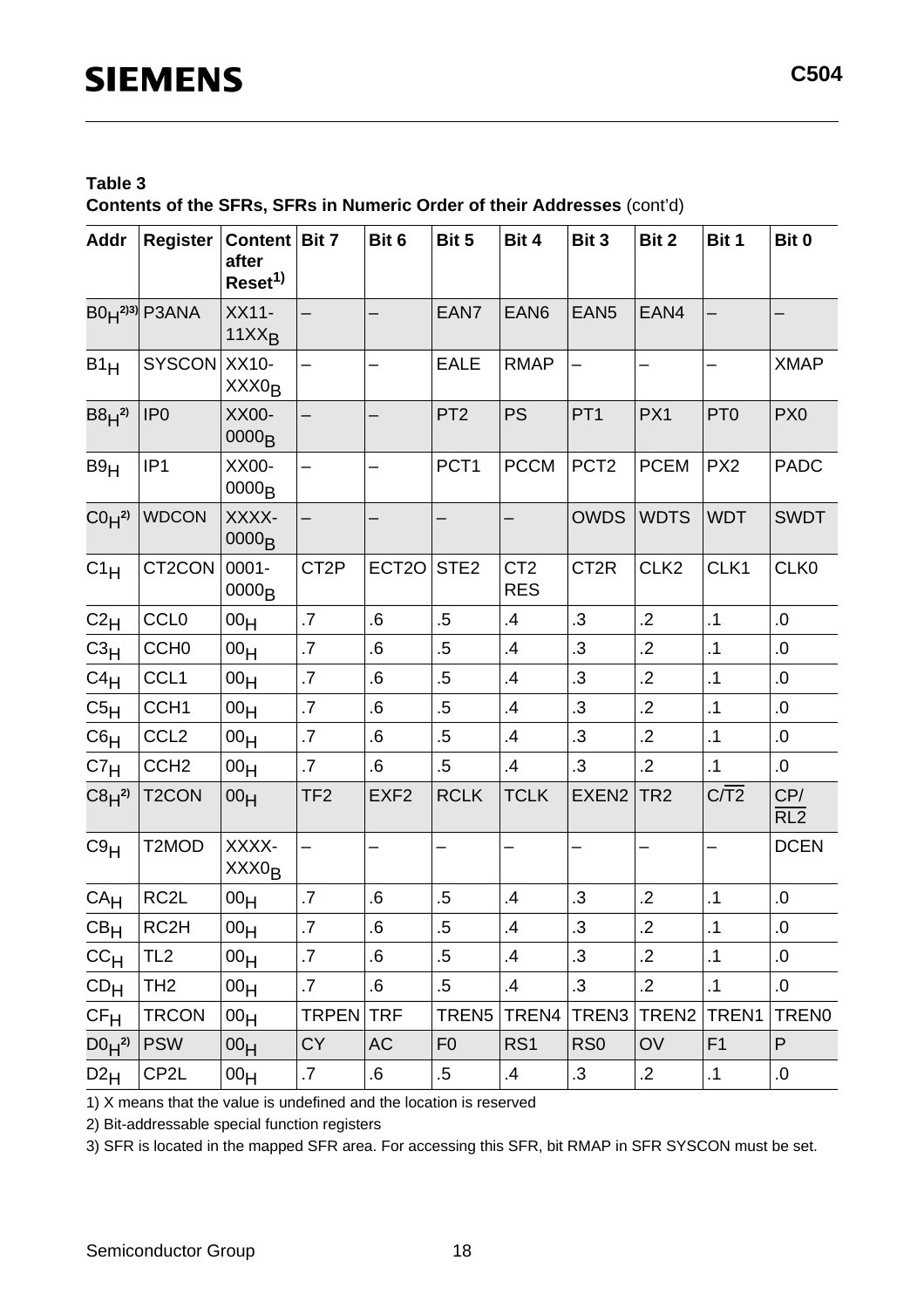**Table 3**
**Contents of the SFRs, SFRs in Numeric Order of their Addresses** (cont'd)

| Addr | Register | Content after Reset[1)] | Bit 7 | Bit 6 | Bit 5 | Bit 4 | Bit 3 | Bit 2 | Bit 1 | Bit 0 |
|---|---|---|---|---|---|---|---|---|---|---|
| $B0_H$[2)3)] | P3ANA | $XX11\text{-}11XX_B$ | – | – | EAN7 | EAN6 | EAN5 | EAN4 | – | – |
| $B1_H$ | SYSCON | $XX10\text{-}XXX0_B$ | – | – | EALE | RMAP | – | – | – | XMAP |
| $B8_H$[2)] | IP0 | $XX00\text{-}0000_B$ | – | – | PT2 | PS | PT1 | PX1 | PT0 | PX0 |
| $B9_H$ | IP1 | $XX00\text{-}0000_B$ | – | – | PCT1 | PCCM | PCT2 | PCEM | PX2 | PADC |
| $C0_H$[2)] | WDCON | $XXXX\text{-}0000_B$ | – | – | – | – | OWDS | WDTS | WDT | SWDT |
| $C1_H$ | CT2CON | $0001\text{-}0000_B$ | CT2P | ECT2O | STE2 | CT2 RES | CT2R | CLK2 | CLK1 | CLK0 |
| $C2_H$ | CCL0 | $00_H$ | .7 | .6 | .5 | .4 | .3 | .2 | .1 | .0 |
| $C3_H$ | CCH0 | $00_H$ | .7 | .6 | .5 | .4 | .3 | .2 | .1 | .0 |
| $C4_H$ | CCL1 | $00_H$ | .7 | .6 | .5 | .4 | .3 | .2 | .1 | .0 |
| $C5_H$ | CCH1 | $00_H$ | .7 | .6 | .5 | .4 | .3 | .2 | .1 | .0 |
| $C6_H$ | CCL2 | $00_H$ | .7 | .6 | .5 | .4 | .3 | .2 | .1 | .0 |
| $C7_H$ | CCH2 | $00_H$ | .7 | .6 | .5 | .4 | .3 | .2 | .1 | .0 |
| $C8_H$[2)] | T2CON | $00_H$ | TF2 | EXF2 | RCLK | TCLK | EXEN2 | TR2 | $C/\overline{T2}$ | $CP/\overline{RL2}$ |
| $C9_H$ | T2MOD | $XXXX\text{-}XXX0_B$ | – | – | – | – | – | – | – | DCEN |
| $CA_H$ | RC2L | $00_H$ | .7 | .6 | .5 | .4 | .3 | .2 | .1 | .0 |
| $CB_H$ | RC2H | $00_H$ | .7 | .6 | .5 | .4 | .3 | .2 | .1 | .0 |
| $CC_H$ | TL2 | $00_H$ | .7 | .6 | .5 | .4 | .3 | .2 | .1 | .0 |
| $CD_H$ | TH2 | $00_H$ | .7 | .6 | .5 | .4 | .3 | .2 | .1 | .0 |
| $CF_H$ | TRCON | $00_H$ | TRPEN | TRF | TREN5 | TREN4 | TREN3 | TREN2 | TREN1 | TREN0 |
| $D0_H$[2)] | PSW | $00_H$ | CY | AC | F0 | RS1 | RS0 | OV | F1 | P |
| $D2_H$ | CP2L | $00_H$ | .7 | .6 | .5 | .4 | .3 | .2 | .1 | .0 |

1) X means that the value is undefined and the location is reserved

2) Bit-addressable special function registers

3) SFR is located in the mapped SFR area. For accessing this SFR, bit RMAP in SFR SYSCON must be set.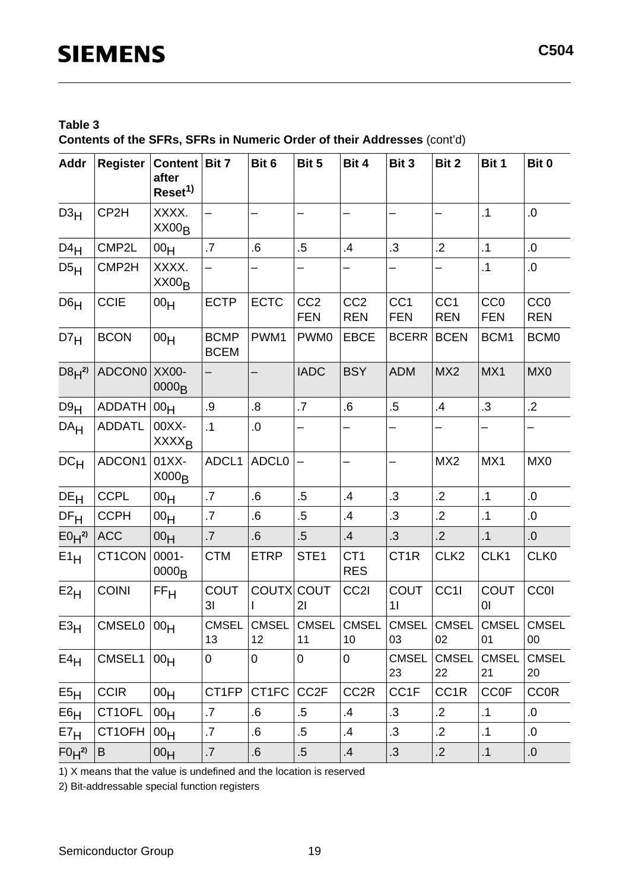**Table 3**
**Contents of the SFRs, SFRs in Numeric Order of their Addresses** (cont'd)

| Addr | Register | Content after Reset[1)] | Bit 7 | Bit 6 | Bit 5 | Bit 4 | Bit 3 | Bit 2 | Bit 1 | Bit 0 |
|---|---|---|---|---|---|---|---|---|---|---|
| $D3_H$ | CP2H | $XXXX.XX00_B$ | – | – | – | – | – | – | .1 | .0 |
| $D4_H$ | CMP2L | $00_H$ | .7 | .6 | .5 | .4 | .3 | .2 | .1 | .0 |
| $D5_H$ | CMP2H | $XXXX.XX00_B$ | – | – | – | – | – | – | .1 | .0 |
| $D6_H$ | CCIE | $00_H$ | ECTP | ECTC | CC2 FEN | CC2 REN | CC1 FEN | CC1 REN | CC0 FEN | CC0 REN |
| $D7_H$ | BCON | $00_H$ | BCMP BCEM | PWM1 | PWM0 | EBCE | BCERR | BCEN | BCM1 | BCM0 |
| $D8_H$[2)] | ADCON0 | $XX00\text{-}0000_B$ | – | – | IADC | BSY | ADM | MX2 | MX1 | MX0 |
| $D9_H$ | ADDATH | $00_H$ | .9 | .8 | .7 | .6 | .5 | .4 | .3 | .2 |
| $DA_H$ | ADDATL | $00XX\text{-}XXXX_B$ | .1 | .0 | – | – | – | – | – | – |
| $DC_H$ | ADCON1 | $01XX\text{-}X000_B$ | ADCL1 | ADCL0 | – | – | – | MX2 | MX1 | MX0 |
| $DE_H$ | CCPL | $00_H$ | .7 | .6 | .5 | .4 | .3 | .2 | .1 | .0 |
| $DF_H$ | CCPH | $00_H$ | .7 | .6 | .5 | .4 | .3 | .2 | .1 | .0 |
| $E0_H$[2)] | ACC | $00_H$ | .7 | .6 | .5 | .4 | .3 | .2 | .1 | .0 |
| $E1_H$ | CT1CON | $0001\text{-}0000_B$ | CTM | ETRP | STE1 | CT1 RES | CT1R | CLK2 | CLK1 | CLK0 |
| $E2_H$ | COINI | $FF_H$ | COUT3I | COUTXI | COUT2I | CC2I | COUT1I | CC1I | COUT0I | CC0I |
| $E3_H$ | CMSEL0 | $00_H$ | CMSEL13 | CMSEL12 | CMSEL11 | CMSEL10 | CMSEL03 | CMSEL02 | CMSEL01 | CMSEL00 |
| $E4_H$ | CMSEL1 | $00_H$ | 0 | 0 | 0 | 0 | CMSEL23 | CMSEL22 | CMSEL21 | CMSEL20 |
| $E5_H$ | CCIR | $00_H$ | CT1FP | CT1FC | CC2F | CC2R | CC1F | CC1R | CC0F | CC0R |
| $E6_H$ | CT1OFL | $00_H$ | .7 | .6 | .5 | .4 | .3 | .2 | .1 | .0 |
| $E7_H$ | CT1OFH | $00_H$ | .7 | .6 | .5 | .4 | .3 | .2 | .1 | .0 |
| $F0_H$[2)] | B | $00_H$ | .7 | .6 | .5 | .4 | .3 | .2 | .1 | .0 |

1) X means that the value is undefined and the location is reserved

2) Bit-addressable special function registers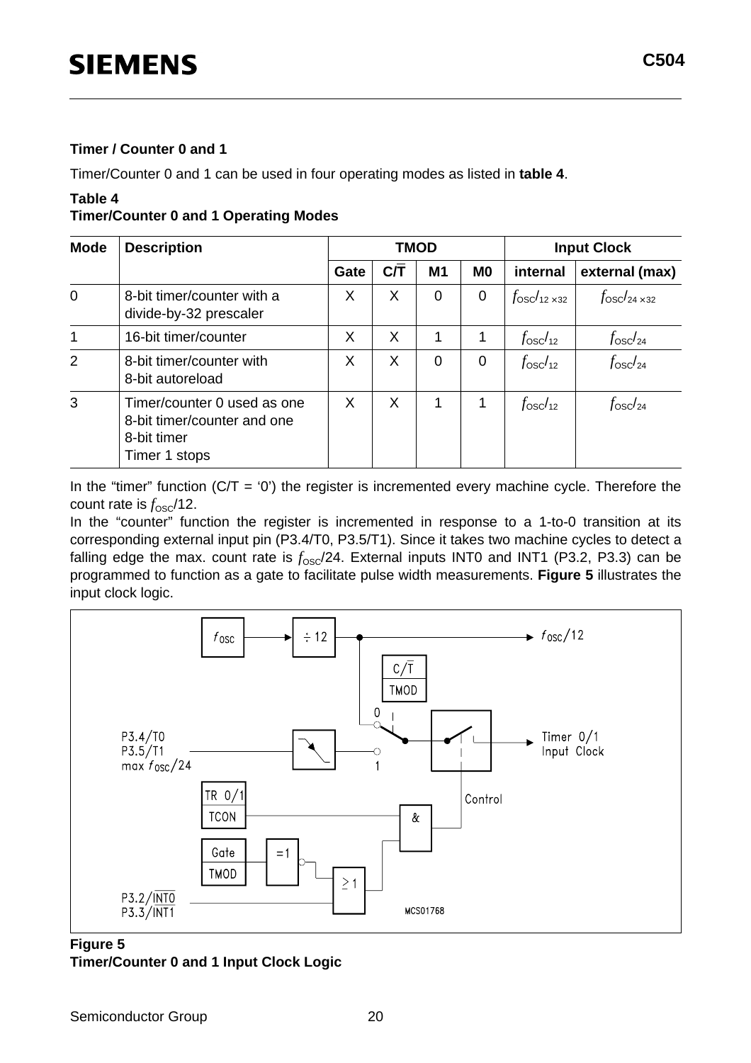### Timer / Counter 0 and 1

Timer/Counter 0 and 1 can be used in four operating modes as listed in **table 4**.

**Table 4**
**Timer/Counter 0 and 1 Operating Modes**

| Mode | Description | TMOD | | | | Input Clock | |
|---|---|---|---|---|---|---|---|
| | | Gate | C/$\overline{T}$ | M1 | M0 | internal | external (max) |
| 0 | 8-bit timer/counter with a divide-by-32 prescaler | X | X | 0 | 0 | $f_{OSC}/_{12\times32}$ | $f_{OSC}/_{24\times32}$ |
| 1 | 16-bit timer/counter | X | X | 1 | 1 | $f_{OSC}/_{12}$ | $f_{OSC}/_{24}$ |
| 2 | 8-bit timer/counter with 8-bit autoreload | X | X | 0 | 0 | $f_{OSC}/_{12}$ | $f_{OSC}/_{24}$ |
| 3 | Timer/counter 0 used as one 8-bit timer/counter and one 8-bit timer Timer 1 stops | X | X | 1 | 1 | $f_{OSC}/_{12}$ | $f_{OSC}/_{24}$ |

In the "timer" function (C/T = '0') the register is incremented every machine cycle. Therefore the count rate is $f_{OSC}/12$.

In the "counter" function the register is incremented in response to a 1-to-0 transition at its corresponding external input pin (P3.4/T0, P3.5/T1). Since it takes two machine cycles to detect a falling edge the max. count rate is $f_{OSC}/24$. External inputs INT0 and INT1 (P3.2, P3.3) can be programmed to function as a gate to facilitate pulse width measurements. **Figure 5** illustrates the input clock logic.

**Figure 5**
**Timer/Counter 0 and 1 Input Clock Logic**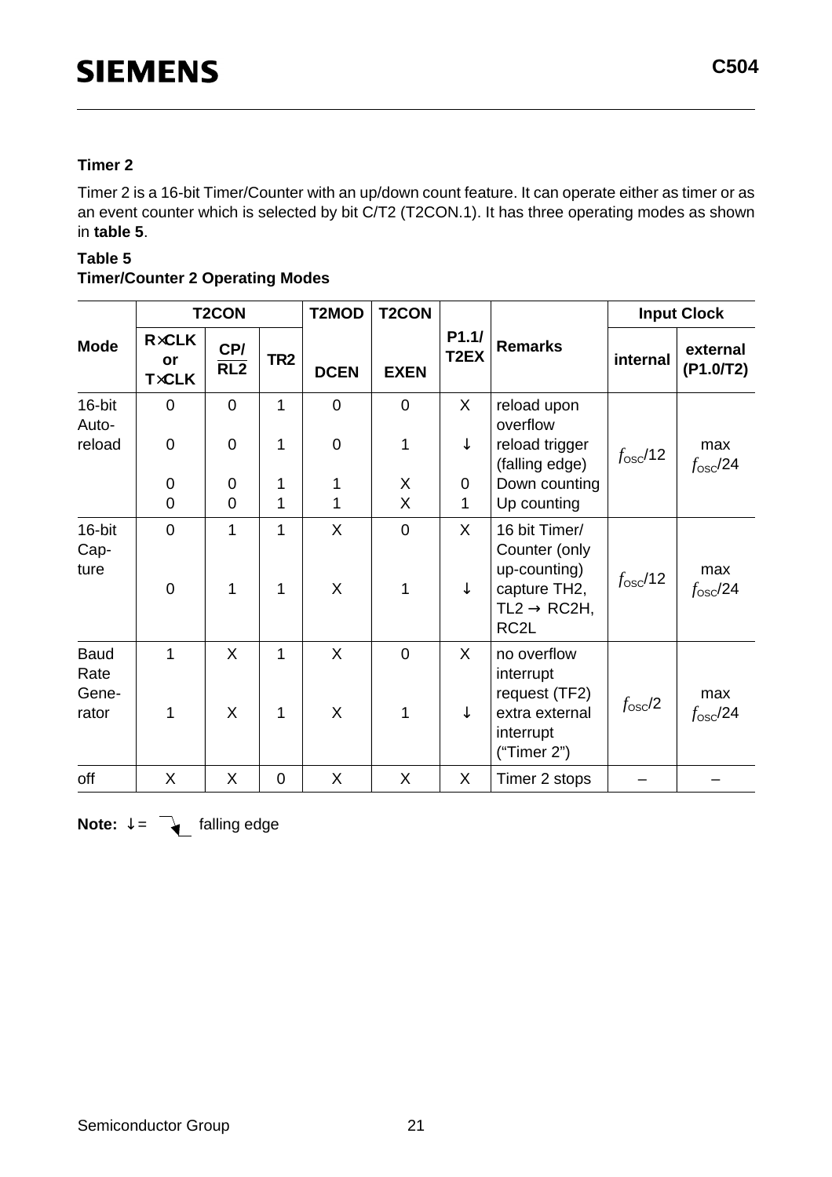### Timer 2

Timer 2 is a 16-bit Timer/Counter with an up/down count feature. It can operate either as timer or as an event counter which is selected by bit C/T2 (T2CON.1). It has three operating modes as shown in **table 5**.

**Table 5**
**Timer/Counter 2 Operating Modes**

| Mode | T2CON | | | T2MOD | T2CON | P1.1/ T2EX | Remarks | Input Clock | |
|---|---|---|---|---|---|---|---|---|---|
| | R×CLK or T×CLK | CP/$\overline{RL2}$ | TR2 | DCEN | EXEN | | | internal | external (P1.0/T2) |
| 16-bit Auto-reload | 0 | 0 | 1 | 0 | 0 | X | reload upon overflow | $f_{OSC}/12$ | max $f_{OSC}/24$ |
| | 0 | 0 | 1 | 0 | 1 | ↓ | reload trigger (falling edge) | | |
| | 0 | 0 | 1 | 1 | X | 0 | Down counting | | |
| | 0 | 0 | 1 | 1 | X | 1 | Up counting | | |
| 16-bit Cap-ture | 0 | 1 | 1 | X | 0 | X | 16 bit Timer/ Counter (only up-counting) | $f_{OSC}/12$ | max $f_{OSC}/24$ |
| | 0 | 1 | 1 | X | 1 | ↓ | capture TH2, TL2 → RC2H, RC2L | | |
| Baud Rate Gene-rator | 1 | X | 1 | X | 0 | X | no overflow interrupt request (TF2) | $f_{OSC}/2$ | max $f_{OSC}/24$ |
| | 1 | X | 1 | X | 1 | ↓ | extra external interrupt ("Timer 2") | | |
| off | X | X | 0 | X | X | X | Timer 2 stops | – | – |

**Note:** ↓ = falling edge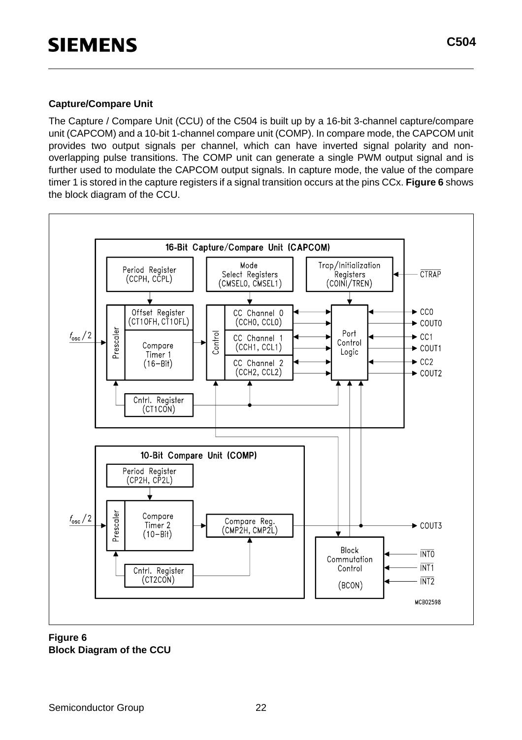**Capture/Compare Unit**

The Capture / Compare Unit (CCU) of the C504 is built up by a 16-bit 3-channel capture/compare unit (CAPCOM) and a 10-bit 1-channel compare unit (COMP). In compare mode, the CAPCOM unit provides two output signals per channel, which can have inverted signal polarity and non-overlapping pulse transitions. The COMP unit can generate a single PWM output signal and is further used to modulate the CAPCOM output signals. In capture mode, the value of the compare timer 1 is stored in the capture registers if a signal transition occurs at the pins CCx. **Figure 6** shows the block diagram of the CCU.

**Figure 6**
**Block Diagram of the CCU**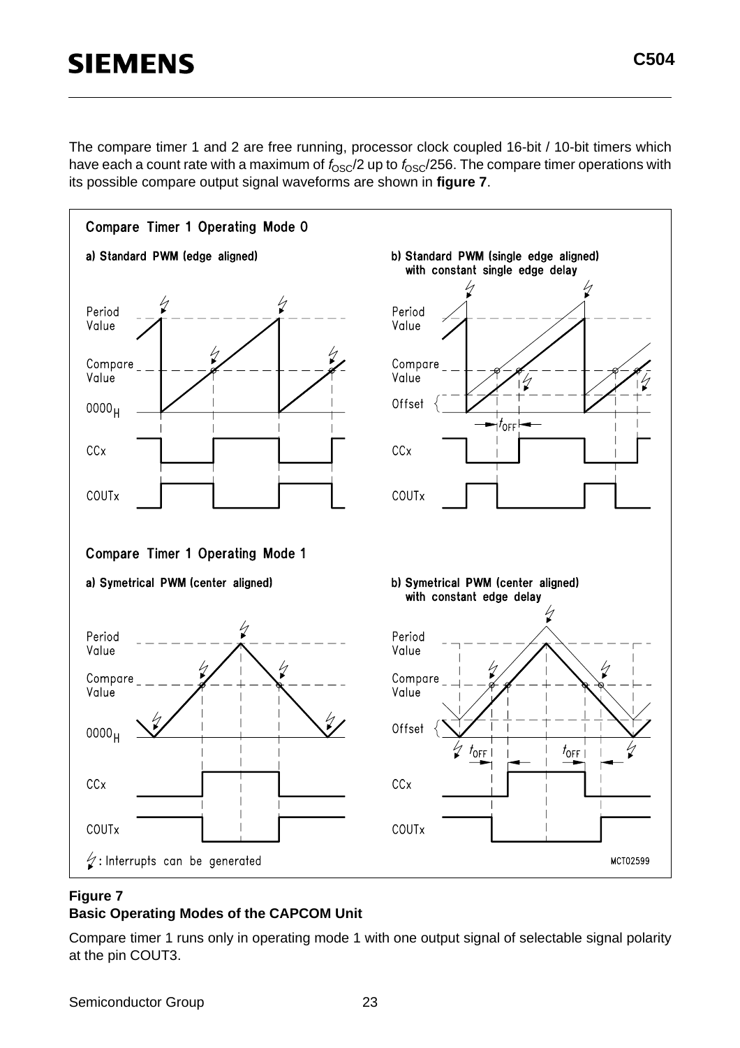The compare timer 1 and 2 are free running, processor clock coupled 16-bit / 10-bit timers which have each a count rate with a maximum of $f_{OSC}/2$ up to $f_{OSC}/256$. The compare timer operations with its possible compare output signal waveforms are shown in **figure 7**.

**Figure 7**
**Basic Operating Modes of the CAPCOM Unit**

Compare timer 1 runs only in operating mode 1 with one output signal of selectable signal polarity at the pin COUT3.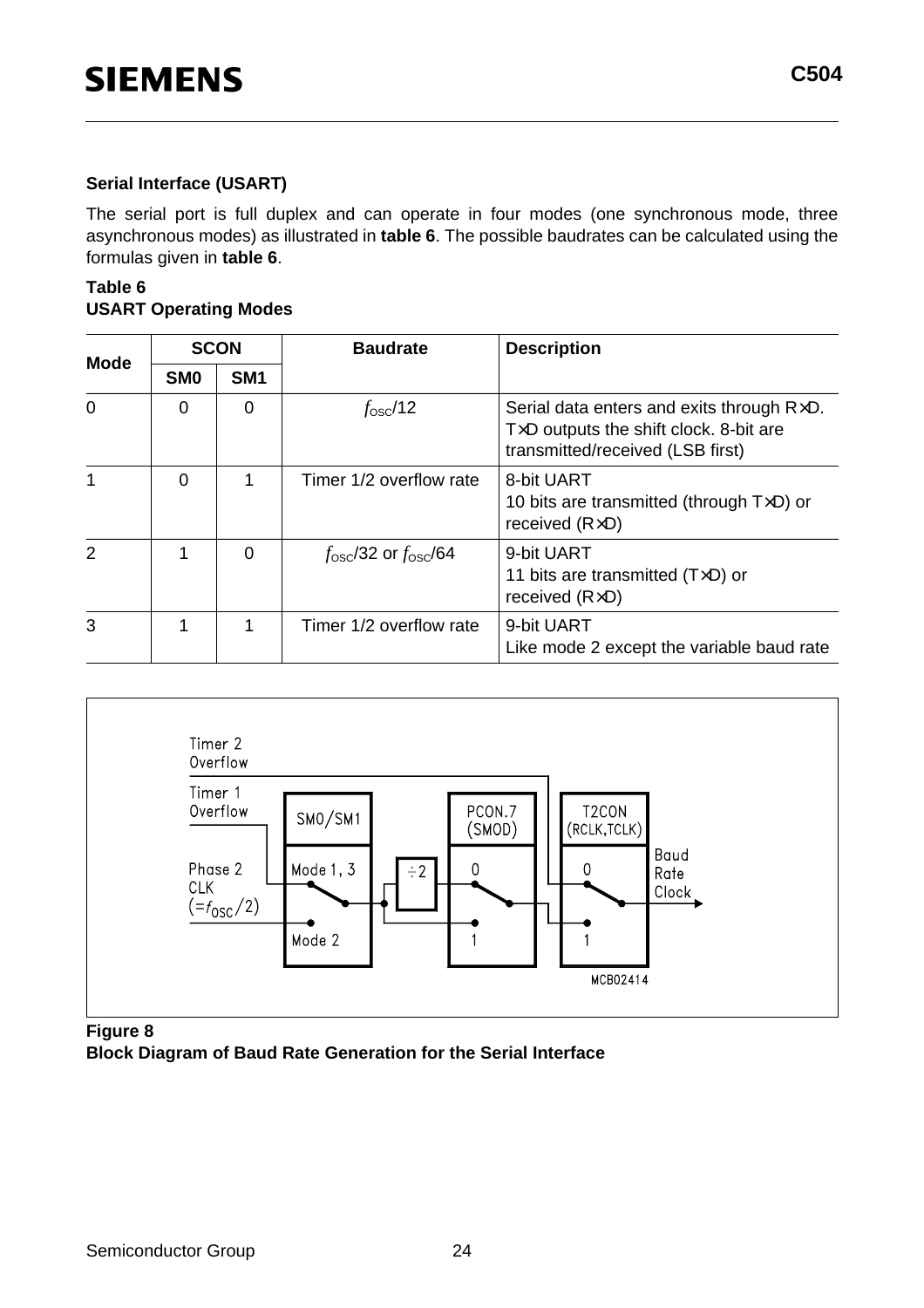**Serial Interface (USART)**

The serial port is full duplex and can operate in four modes (one synchronous mode, three asynchronous modes) as illustrated in **table 6**. The possible baudrates can be calculated using the formulas given in **table 6**.

**Table 6**
**USART Operating Modes**

| Mode | SCON | | Baudrate | Description |
|---|---|---|---|---|
| | SM0 | SM1 | | |
| 0 | 0 | 0 | $f_{OSC}/12$ | Serial data enters and exits through R×D. T×D outputs the shift clock. 8-bit are transmitted/received (LSB first) |
| 1 | 0 | 1 | Timer 1/2 overflow rate | 8-bit UART<br>10 bits are transmitted (through T×D) or received (R×D) |
| 2 | 1 | 0 | $f_{OSC}/32$ or $f_{OSC}/64$ | 9-bit UART<br>11 bits are transmitted (T×D) or received (R×D) |
| 3 | 1 | 1 | Timer 1/2 overflow rate | 9-bit UART<br>Like mode 2 except the variable baud rate |

**Figure 8**
**Block Diagram of Baud Rate Generation for the Serial Interface**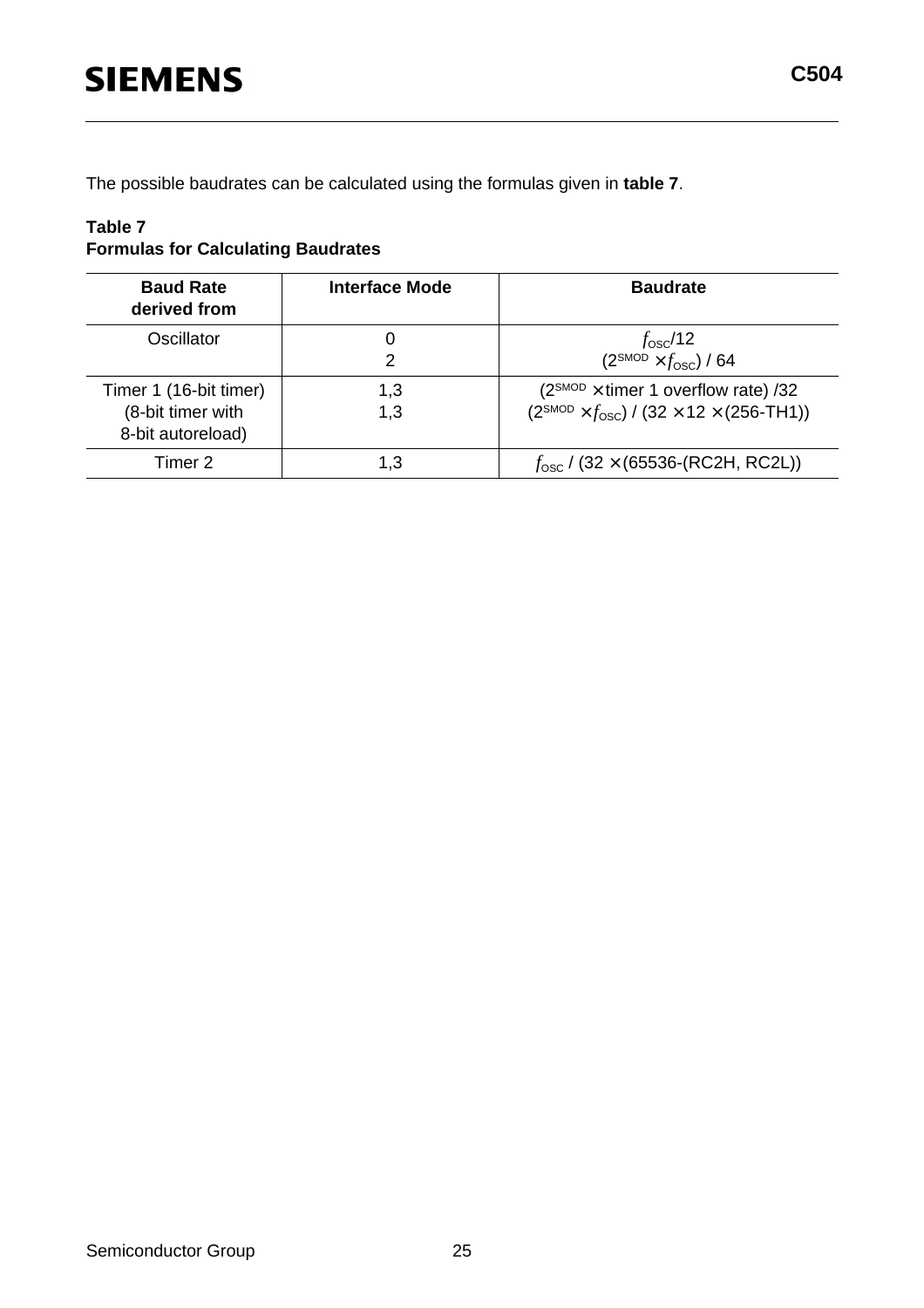The possible baudrates can be calculated using the formulas given in **table 7**.

**Table 7**
**Formulas for Calculating Baudrates**

| Baud Rate derived from | Interface Mode | Baudrate |
|---|---|---|
| Oscillator | 0<br>2 | $f_{OSC}/12$<br>$(2^{SMOD} \times f_{OSC}) / 64$ |
| Timer 1 (16-bit timer)<br>(8-bit timer with 8-bit autoreload) | 1,3<br>1,3 | $(2^{SMOD} \times \text{timer 1 overflow rate}) / 32$<br>$(2^{SMOD} \times f_{OSC}) / (32 \times 12 \times (256\text{-TH1}))$ |
| Timer 2 | 1,3 | $f_{OSC} / (32 \times (65536\text{-(RC2H, RC2L)})$ |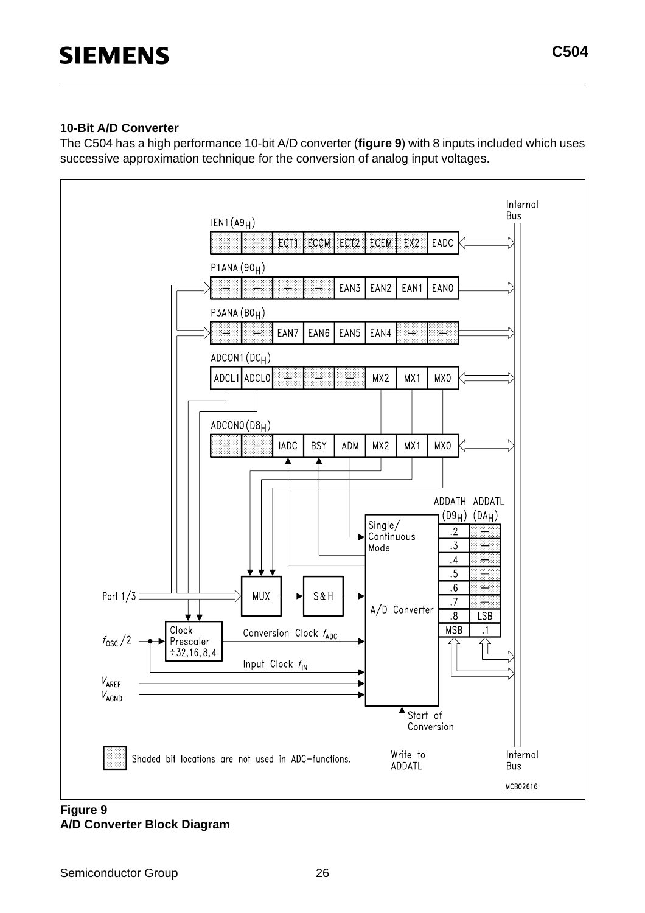**10-Bit A/D Converter**

The C504 has a high performance 10-bit A/D converter (**figure 9**) with 8 inputs included which uses successive approximation technique for the conversion of analog input voltages.

**Figure 9**
**A/D Converter Block Diagram**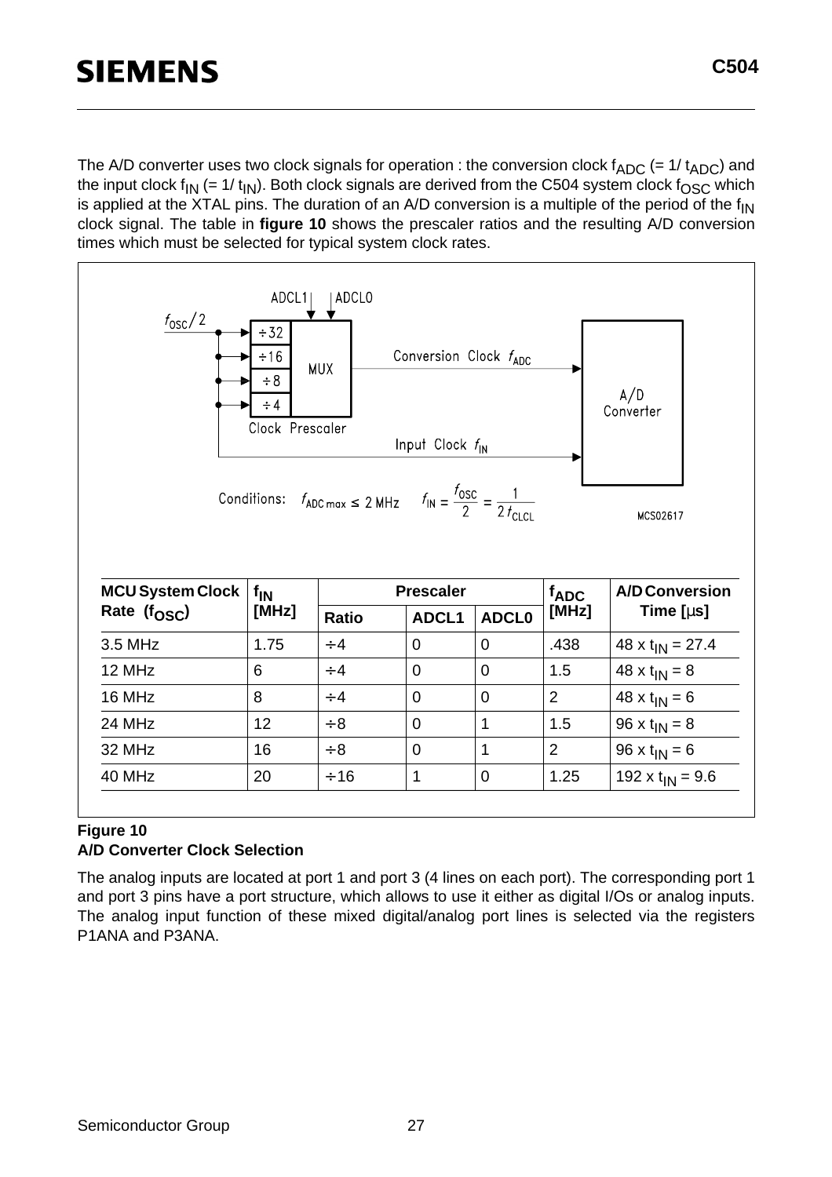The A/D converter uses two clock signals for operation : the conversion clock $f_{ADC}$ (= 1/ $t_{ADC}$) and the input clock $f_{IN}$ (= 1/ $t_{IN}$). Both clock signals are derived from the C504 system clock $f_{OSC}$ which is applied at the XTAL pins. The duration of an A/D conversion is a multiple of the period of the $f_{IN}$ clock signal. The table in **figure 10** shows the prescaler ratios and the resulting A/D conversion times which must be selected for typical system clock rates.

Conditions: $f_{ADC\,max} \leq 2$ MHz $\quad f_{IN} = \frac{f_{OSC}}{2} = \frac{1}{2\,t_{CLCL}}$

| MCU System Clock Rate ($f_{OSC}$) | $f_{IN}$ [MHz] | Prescaler | | | $f_{ADC}$ [MHz] | A/D Conversion Time [µs] |
|---|---|---|---|---|---|---|
| | | Ratio | ADCL1 | ADCL0 | | |
| 3.5 MHz | 1.75 | ÷4 | 0 | 0 | .438 | 48 x $t_{IN}$ = 27.4 |
| 12 MHz | 6 | ÷4 | 0 | 0 | 1.5 | 48 x $t_{IN}$ = 8 |
| 16 MHz | 8 | ÷4 | 0 | 0 | 2 | 48 x $t_{IN}$ = 6 |
| 24 MHz | 12 | ÷8 | 0 | 1 | 1.5 | 96 x $t_{IN}$ = 8 |
| 32 MHz | 16 | ÷8 | 0 | 1 | 2 | 96 x $t_{IN}$ = 6 |
| 40 MHz | 20 | ÷16 | 1 | 0 | 1.25 | 192 x $t_{IN}$ = 9.6 |

**Figure 10**
**A/D Converter Clock Selection**

The analog inputs are located at port 1 and port 3 (4 lines on each port). The corresponding port 1 and port 3 pins have a port structure, which allows to use it either as digital I/Os or analog inputs. The analog input function of these mixed digital/analog port lines is selected via the registers P1ANA and P3ANA.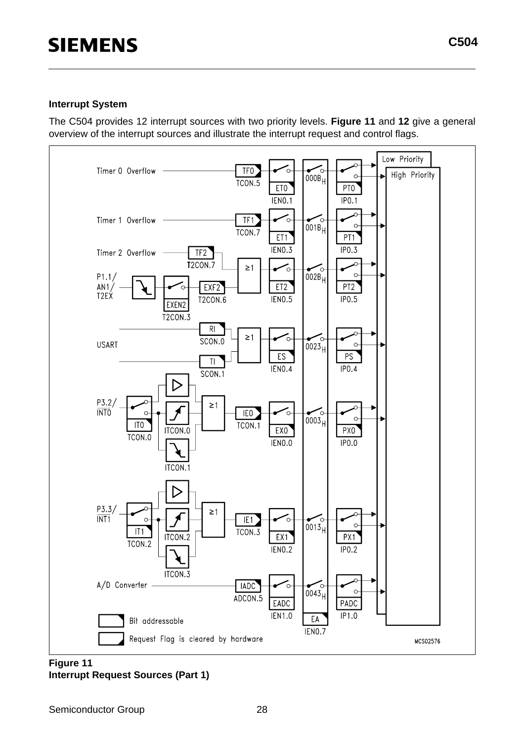### Interrupt System

The C504 provides 12 interrupt sources with two priority levels. **Figure 11** and **12** give a general overview of the interrupt sources and illustrate the interrupt request and control flags.

**Figure 11**
**Interrupt Request Sources (Part 1)**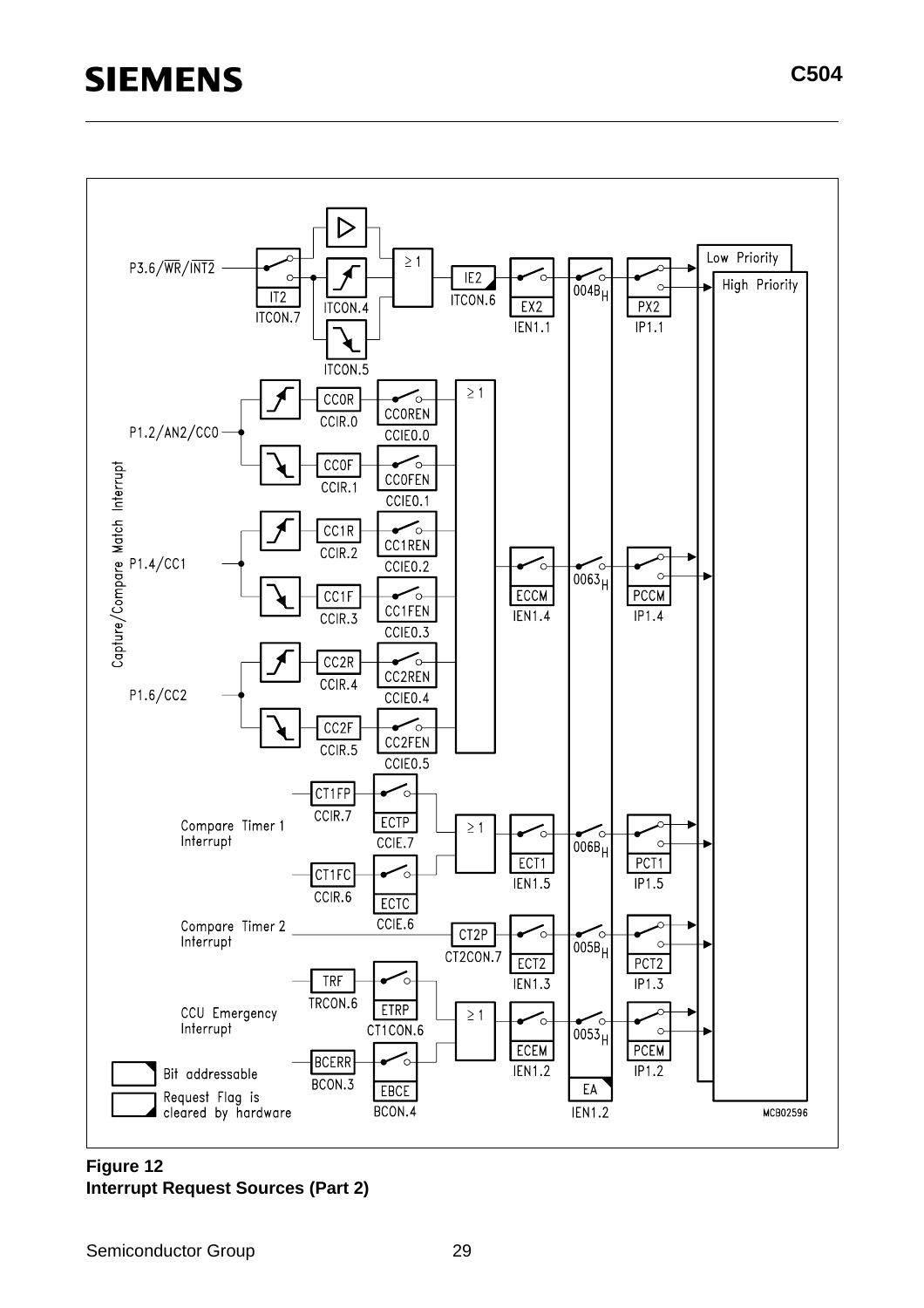**Figure 12**
**Interrupt Request Sources (Part 2)**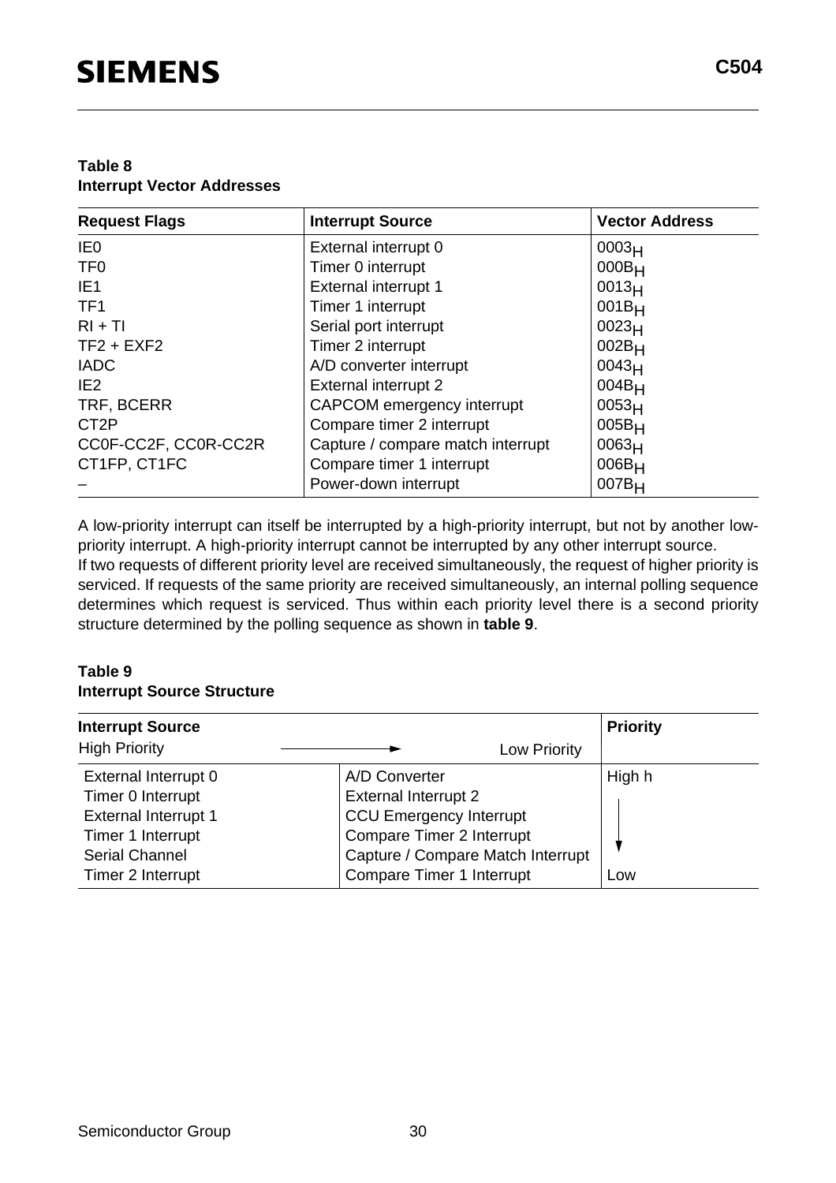**Table 8**
**Interrupt Vector Addresses**

| Request Flags | Interrupt Source | Vector Address |
|---|---|---|
| IE0 | External interrupt 0 | $0003_H$ |
| TF0 | Timer 0 interrupt | $000B_H$ |
| IE1 | External interrupt 1 | $0013_H$ |
| TF1 | Timer 1 interrupt | $001B_H$ |
| RI + TI | Serial port interrupt | $0023_H$ |
| TF2 + EXF2 | Timer 2 interrupt | $002B_H$ |
| IADC | A/D converter interrupt | $0043_H$ |
| IE2 | External interrupt 2 | $004B_H$ |
| TRF, BCERR | CAPCOM emergency interrupt | $0053_H$ |
| CT2P | Compare timer 2 interrupt | $005B_H$ |
| CC0F-CC2F, CC0R-CC2R | Capture / compare match interrupt | $0063_H$ |
| CT1FP, CT1FC | Compare timer 1 interrupt | $006B_H$ |
| – | Power-down interrupt | $007B_H$ |

A low-priority interrupt can itself be interrupted by a high-priority interrupt, but not by another low-priority interrupt. A high-priority interrupt cannot be interrupted by any other interrupt source.
If two requests of different priority level are received simultaneously, the request of higher priority is serviced. If requests of the same priority are received simultaneously, an internal polling sequence determines which request is serviced. Thus within each priority level there is a second priority structure determined by the polling sequence as shown in **table 9**.

**Table 9**
**Interrupt Source Structure**

| **Interrupt Source** High Priority → | Low Priority | **Priority** |
|---|---|---|
| External Interrupt 0 | A/D Converter | High |
| Timer 0 Interrupt | External Interrupt 2 | ↓ |
| External Interrupt 1 | CCU Emergency Interrupt | |
| Timer 1 Interrupt | Compare Timer 2 Interrupt | |
| Serial Channel | Capture / Compare Match Interrupt | |
| Timer 2 Interrupt | Compare Timer 1 Interrupt | Low |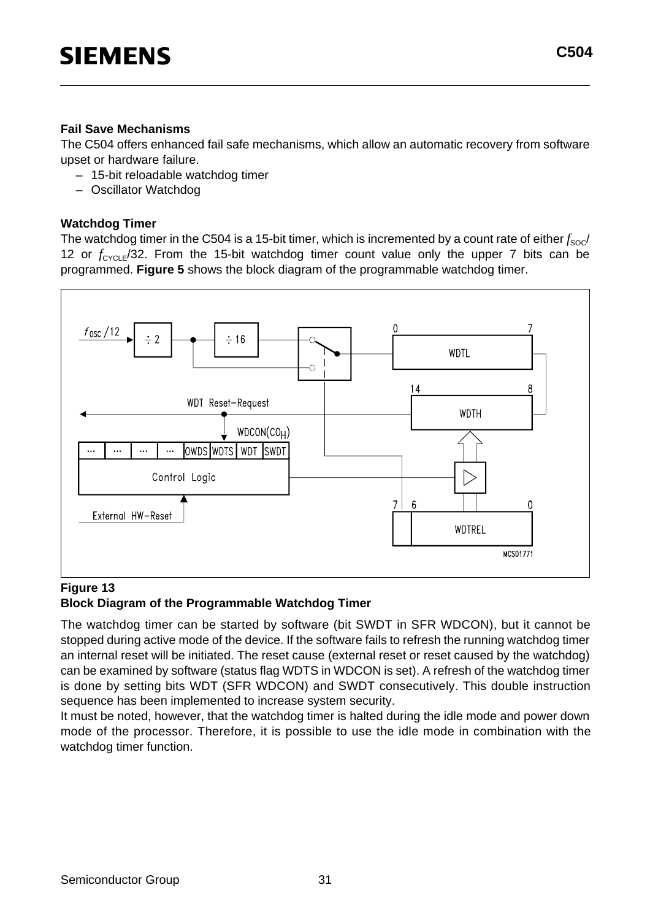**Fail Save Mechanisms**

The C504 offers enhanced fail safe mechanisms, which allow an automatic recovery from software upset or hardware failure.

- 15-bit reloadable watchdog timer
- Oscillator Watchdog

**Watchdog Timer**

The watchdog timer in the C504 is a 15-bit timer, which is incremented by a count rate of either $f_{SOC}$/ 12 or $f_{CYCLE}$/32. From the 15-bit watchdog timer count value only the upper 7 bits can be programmed. **Figure 5** shows the block diagram of the programmable watchdog timer.

**Figure 13**
**Block Diagram of the Programmable Watchdog Timer**

The watchdog timer can be started by software (bit SWDT in SFR WDCON), but it cannot be stopped during active mode of the device. If the software fails to refresh the running watchdog timer an internal reset will be initiated. The reset cause (external reset or reset caused by the watchdog) can be examined by software (status flag WDTS in WDCON is set). A refresh of the watchdog timer is done by setting bits WDT (SFR WDCON) and SWDT consecutively. This double instruction sequence has been implemented to increase system security.

It must be noted, however, that the watchdog timer is halted during the idle mode and power down mode of the processor. Therefore, it is possible to use the idle mode in combination with the watchdog timer function.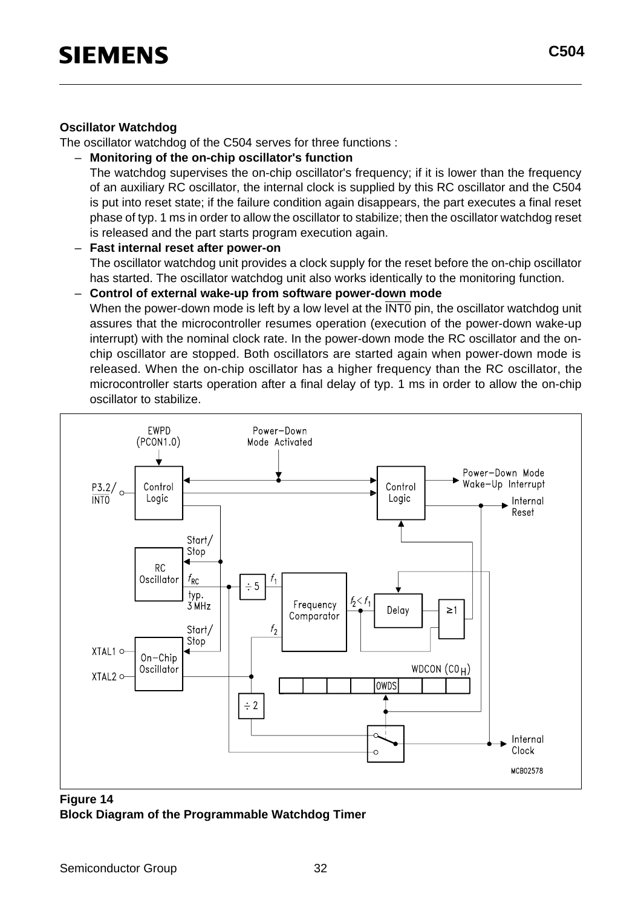**Oscillator Watchdog**

The oscillator watchdog of the C504 serves for three functions :

- **Monitoring of the on-chip oscillator's function**
  The watchdog supervises the on-chip oscillator's frequency; if it is lower than the frequency of an auxiliary RC oscillator, the internal clock is supplied by this RC oscillator and the C504 is put into reset state; if the failure condition again disappears, the part executes a final reset phase of typ. 1 ms in order to allow the oscillator to stabilize; then the oscillator watchdog reset is released and the part starts program execution again.
- **Fast internal reset after power-on**
  The oscillator watchdog unit provides a clock supply for the reset before the on-chip oscillator has started. The oscillator watchdog unit also works identically to the monitoring function.
- **Control of external wake-up from software power-down mode**
  When the power-down mode is left by a low level at the $\overline{\text{INT0}}$ pin, the oscillator watchdog unit assures that the microcontroller resumes operation (execution of the power-down wake-up interrupt) with the nominal clock rate. In the power-down mode the RC oscillator and the on-chip oscillator are stopped. Both oscillators are started again when power-down mode is released. When the on-chip oscillator has a higher frequency than the RC oscillator, the microcontroller starts operation after a final delay of typ. 1 ms in order to allow the on-chip oscillator to stabilize.

**Figure 14**
**Block Diagram of the Programmable Watchdog Timer**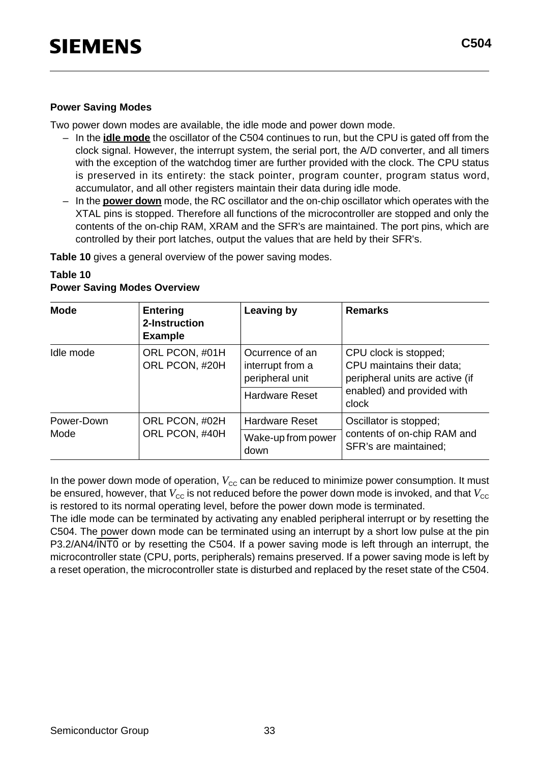### Power Saving Modes

Two power down modes are available, the idle mode and power down mode.

– In the **idle mode** the oscillator of the C504 continues to run, but the CPU is gated off from the clock signal. However, the interrupt system, the serial port, the A/D converter, and all timers with the exception of the watchdog timer are further provided with the clock. The CPU status is preserved in its entirety: the stack pointer, program counter, program status word, accumulator, and all other registers maintain their data during idle mode.
– In the **power down** mode, the RC oscillator and the on-chip oscillator which operates with the XTAL pins is stopped. Therefore all functions of the microcontroller are stopped and only the contents of the on-chip RAM, XRAM and the SFR's are maintained. The port pins, which are controlled by their port latches, output the values that are held by their SFR's.

**Table 10** gives a general overview of the power saving modes.

**Table 10**
**Power Saving Modes Overview**

| Mode | Entering 2-Instruction Example | Leaving by | Remarks |
|---|---|---|---|
| Idle mode | ORL PCON, #01H<br>ORL PCON, #20H | Ocurrence of an interrupt from a peripheral unit | CPU clock is stopped;<br>CPU maintains their data;<br>peripheral units are active (if enabled) and provided with clock |
| | | Hardware Reset | |
| Power-Down Mode | ORL PCON, #02H<br>ORL PCON, #40H | Hardware Reset | Oscillator is stopped;<br>contents of on-chip RAM and SFR's are maintained; |
| | | Wake-up from power down | |

In the power down mode of operation, $V_{CC}$ can be reduced to minimize power consumption. It must be ensured, however, that $V_{CC}$ is not reduced before the power down mode is invoked, and that $V_{CC}$ is restored to its normal operating level, before the power down mode is terminated.
The idle mode can be terminated by activating any enabled peripheral interrupt or by resetting the C504. The power down mode can be terminated using an interrupt by a short low pulse at the pin P3.2/AN4/$\overline{INT0}$ or by resetting the C504. If a power saving mode is left through an interrupt, the microcontroller state (CPU, ports, peripherals) remains preserved. If a power saving mode is left by a reset operation, the microcontroller state is disturbed and replaced by the reset state of the C504.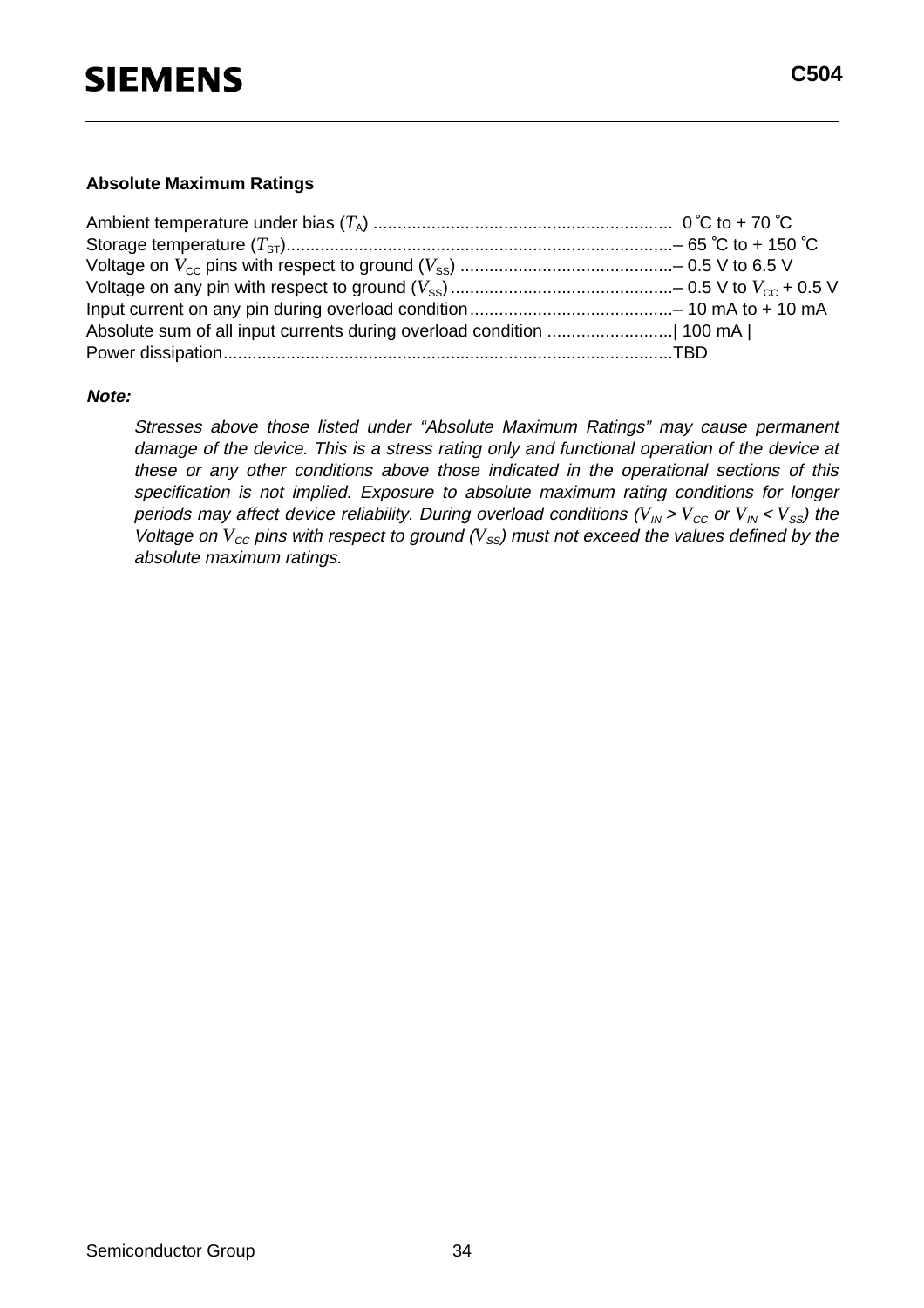## Absolute Maximum Ratings

Ambient temperature under bias ($T_A$) .............................................................. 0 ˚C to + 70 ˚C
Storage temperature ($T_{ST}$)..................................................................................– 65 ˚C to + 150 ˚C
Voltage on $V_{CC}$ pins with respect to ground ($V_{SS}$) ............................................– 0.5 V to 6.5 V
Voltage on any pin with respect to ground ($V_{SS}$) ..............................................– 0.5 V to $V_{CC}$ + 0.5 V
Input current on any pin during overload condition..........................................– 10 mA to + 10 mA
Absolute sum of all input currents during overload condition ..........................| 100 mA |
Power dissipation............................................................................................TBD

***Note:***

*Stresses above those listed under "Absolute Maximum Ratings" may cause permanent damage of the device. This is a stress rating only and functional operation of the device at these or any other conditions above those indicated in the operational sections of this specification is not implied. Exposure to absolute maximum rating conditions for longer periods may affect device reliability. During overload conditions ($V_{IN} > V_{CC}$ or $V_{IN} < V_{SS}$) the Voltage on $V_{CC}$ pins with respect to ground ($V_{SS}$) must not exceed the values defined by the absolute maximum ratings.*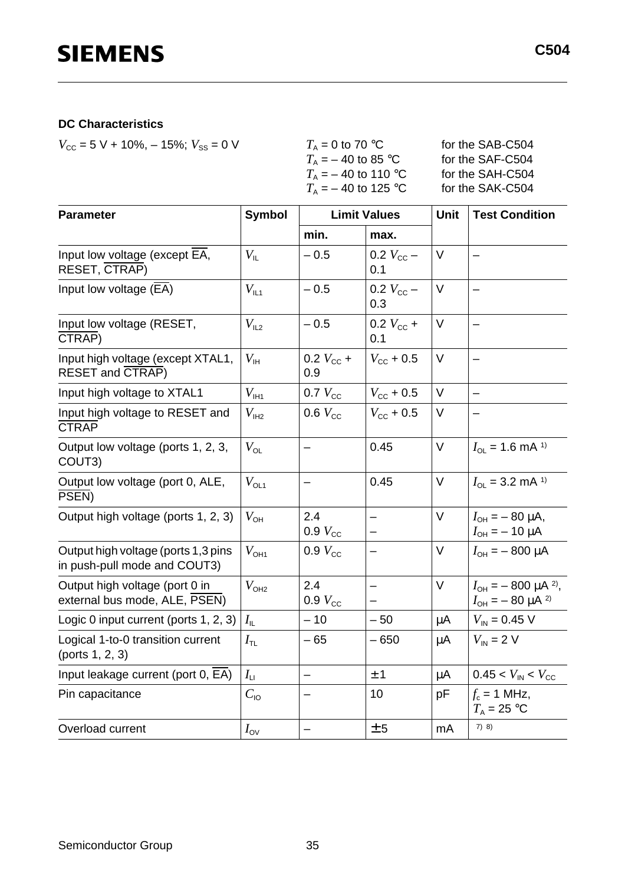## DC Characteristics

$V_{CC}$ = 5 V + 10%, – 15%; $V_{SS}$ = 0 V

| | | |
|---|---|---|
| | $T_A$ = 0 to 70 °C | for the SAB-C504 |
| | $T_A$ = – 40 to 85 °C | for the SAF-C504 |
| | $T_A$ = – 40 to 110 °C | for the SAH-C504 |
| | $T_A$ = – 40 to 125 °C | for the SAK-C504 |

| Parameter | Symbol | Limit Values | | Unit | Test Condition |
|---|---|---|---|---|---|
| | | min. | max. | | |
| Input low voltage (except $\overline{EA}$, RESET, $\overline{CTRAP}$) | $V_{IL}$ | – 0.5 | 0.2 $V_{CC}$ – 0.1 | V | – |
| Input low voltage ($\overline{EA}$) | $V_{IL1}$ | – 0.5 | 0.2 $V_{CC}$ – 0.3 | V | – |
| Input low voltage (RESET, $\overline{CTRAP}$) | $V_{IL2}$ | – 0.5 | 0.2 $V_{CC}$ + 0.1 | V | – |
| Input high voltage (except XTAL1, RESET and $\overline{CTRAP}$) | $V_{IH}$ | 0.2 $V_{CC}$ + 0.9 | $V_{CC}$ + 0.5 | V | – |
| Input high voltage to XTAL1 | $V_{IH1}$ | 0.7 $V_{CC}$ | $V_{CC}$ + 0.5 | V | – |
| Input high voltage to RESET and $\overline{CTRAP}$ | $V_{IH2}$ | 0.6 $V_{CC}$ | $V_{CC}$ + 0.5 | V | – |
| Output low voltage (ports 1, 2, 3, COUT3) | $V_{OL}$ | – | 0.45 | V | $I_{OL}$ = 1.6 mA [1] |
| Output low voltage (port 0, ALE, $\overline{PSEN}$) | $V_{OL1}$ | – | 0.45 | V | $I_{OL}$ = 3.2 mA [1] |
| Output high voltage (ports 1, 2, 3) | $V_{OH}$ | 2.4<br>0.9 $V_{CC}$ | –<br>– | V | $I_{OH}$ = – 80 µA,<br>$I_{OH}$ = – 10 µA |
| Output high voltage (ports 1,3 pins in push-pull mode and COUT3) | $V_{OH1}$ | 0.9 $V_{CC}$ | – | V | $I_{OH}$ = – 800 µA |
| Output high voltage (port 0 in external bus mode, ALE, $\overline{PSEN}$) | $V_{OH2}$ | 2.4<br>0.9 $V_{CC}$ | –<br>– | V | $I_{OH}$ = – 800 µA [2],<br>$I_{OH}$ = – 80 µA [2] |
| Logic 0 input current (ports 1, 2, 3) | $I_{IL}$ | – 10 | – 50 | µA | $V_{IN}$ = 0.45 V |
| Logical 1-to-0 transition current (ports 1, 2, 3) | $I_{TL}$ | – 65 | – 650 | µA | $V_{IN}$ = 2 V |
| Input leakage current (port 0, $\overline{EA}$) | $I_{LI}$ | – | ± 1 | µA | 0.45 < $V_{IN}$ < $V_{CC}$ |
| Pin capacitance | $C_{IO}$ | – | 10 | pF | $f_c$ = 1 MHz,<br>$T_A$ = 25 °C |
| Overload current | $I_{OV}$ | – | ± 5 | mA | [7] [8] |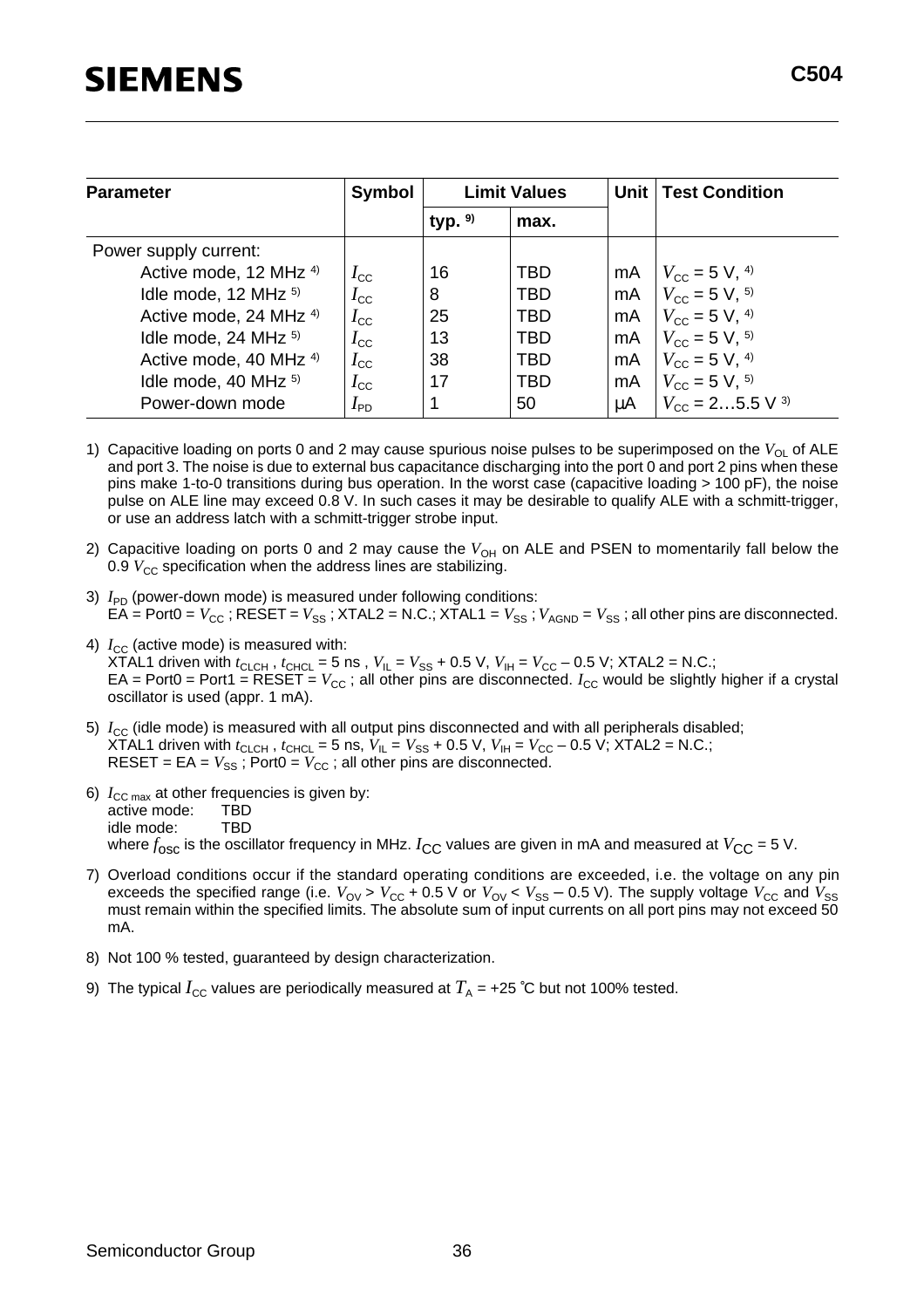| Parameter | Symbol | Limit Values | | Unit | Test Condition |
|---|---|---|---|---|---|
| | | typ. [9] | max. | | |
| Power supply current: | | | | | |
| Active mode, 12 MHz [4] | $I_{CC}$ | 16 | TBD | mA | $V_{CC}$ = 5 V, [4] |
| Idle mode, 12 MHz [5] | $I_{CC}$ | 8 | TBD | mA | $V_{CC}$ = 5 V, [5] |
| Active mode, 24 MHz [4] | $I_{CC}$ | 25 | TBD | mA | $V_{CC}$ = 5 V, [4] |
| Idle mode, 24 MHz [5] | $I_{CC}$ | 13 | TBD | mA | $V_{CC}$ = 5 V, [5] |
| Active mode, 40 MHz [4] | $I_{CC}$ | 38 | TBD | mA | $V_{CC}$ = 5 V, [4] |
| Idle mode, 40 MHz [5] | $I_{CC}$ | 17 | TBD | mA | $V_{CC}$ = 5 V, [5] |
| Power-down mode | $I_{PD}$ | 1 | 50 | µA | $V_{CC}$ = 2…5.5 V [3] |

1) Capacitive loading on ports 0 and 2 may cause spurious noise pulses to be superimposed on the $V_{OL}$ of ALE and port 3. The noise is due to external bus capacitance discharging into the port 0 and port 2 pins when these pins make 1-to-0 transitions during bus operation. In the worst case (capacitive loading > 100 pF), the noise pulse on ALE line may exceed 0.8 V. In such cases it may be desirable to qualify ALE with a schmitt-trigger, or use an address latch with a schmitt-trigger strobe input.

2) Capacitive loading on ports 0 and 2 may cause the $V_{OH}$ on ALE and PSEN to momentarily fall below the 0.9 $V_{CC}$ specification when the address lines are stabilizing.

3) $I_{PD}$ (power-down mode) is measured under following conditions:
EA = Port0 = $V_{CC}$ ; RESET = $V_{SS}$ ; XTAL2 = N.C.; XTAL1 = $V_{SS}$ ; $V_{AGND}$ = $V_{SS}$ ; all other pins are disconnected.

4) $I_{CC}$ (active mode) is measured with:
XTAL1 driven with $t_{CLCH}$ , $t_{CHCL}$ = 5 ns , $V_{IL}$ = $V_{SS}$ + 0.5 V, $V_{IH}$ = $V_{CC}$ – 0.5 V; XTAL2 = N.C.;
EA = Port0 = Port1 = RESET = $V_{CC}$ ; all other pins are disconnected. $I_{CC}$ would be slightly higher if a crystal oscillator is used (appr. 1 mA).

5) $I_{CC}$ (idle mode) is measured with all output pins disconnected and with all peripherals disabled;
XTAL1 driven with $t_{CLCH}$ , $t_{CHCL}$ = 5 ns, $V_{IL}$ = $V_{SS}$ + 0.5 V, $V_{IH}$ = $V_{CC}$ – 0.5 V; XTAL2 = N.C.;
RESET = EA = $V_{SS}$ ; Port0 = $V_{CC}$ ; all other pins are disconnected.

6) $I_{CC\,max}$ at other frequencies is given by:
active mode: TBD
idle mode: TBD
where $f_{osc}$ is the oscillator frequency in MHz. $I_{CC}$ values are given in mA and measured at $V_{CC}$ = 5 V.

7) Overload conditions occur if the standard operating conditions are exceeded, i.e. the voltage on any pin exceeds the specified range (i.e. $V_{OV} > V_{CC} + 0.5$ V or $V_{OV} < V_{SS} – 0.5$ V). The supply voltage $V_{CC}$ and $V_{SS}$ must remain within the specified limits. The absolute sum of input currents on all port pins may not exceed 50 mA.

8) Not 100 % tested, guaranteed by design characterization.

9) The typical $I_{CC}$ values are periodically measured at $T_A$ = +25 °C but not 100% tested.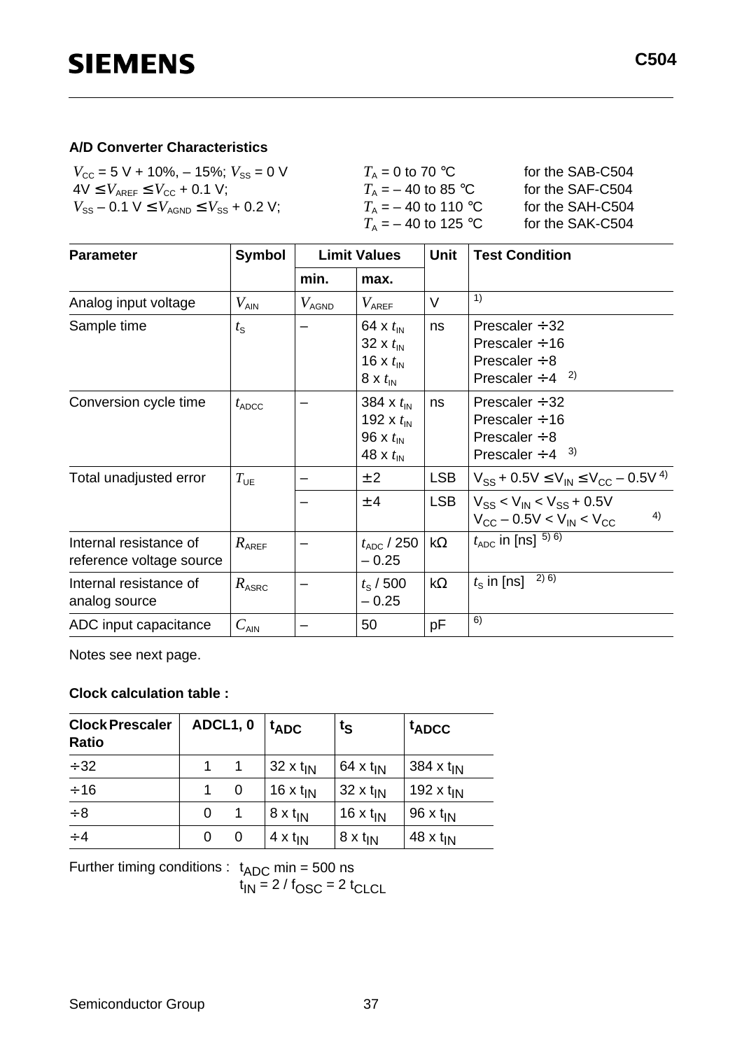**A/D Converter Characteristics**

$V_{CC}$ = 5 V + 10%, – 15%; $V_{SS}$ = 0 V $T_A$ = 0 to 70 °C for the SAB-C504
4V ≤ $V_{AREF}$ ≤ $V_{CC}$ + 0.1 V; $T_A$ = – 40 to 85 °C for the SAF-C504
$V_{SS}$ – 0.1 V ≤ $V_{AGND}$ ≤ $V_{SS}$ + 0.2 V; $T_A$ = – 40 to 110 °C for the SAH-C504
$T_A$ = – 40 to 125 °C for the SAK-C504

| Parameter | Symbol | Limit Values | | Unit | Test Condition |
|---|---|---|---|---|---|
| | | min. | max. | | |
| Analog input voltage | $V_{AIN}$ | $V_{AGND}$ | $V_{AREF}$ | V | 1) |
| Sample time | $t_S$ | – | 64 x $t_{IN}$<br>32 x $t_{IN}$<br>16 x $t_{IN}$<br>8 x $t_{IN}$ | ns | Prescaler ÷ 32<br>Prescaler ÷ 16<br>Prescaler ÷ 8<br>Prescaler ÷ 4 [2] |
| Conversion cycle time | $t_{ADCC}$ | – | 384 x $t_{IN}$<br>192 x $t_{IN}$<br>96 x $t_{IN}$<br>48 x $t_{IN}$ | ns | Prescaler ÷ 32<br>Prescaler ÷ 16<br>Prescaler ÷ 8<br>Prescaler ÷ 4 [3] |
| Total unadjusted error | $T_{UE}$ | – | ± 2 | LSB | $V_{SS}$ + 0.5V ≤ $V_{IN}$ ≤ $V_{CC}$ – 0.5V [4] |
| | | – | ± 4 | LSB | $V_{SS}$ < $V_{IN}$ < $V_{SS}$ + 0.5V<br>$V_{CC}$ – 0.5V < $V_{IN}$ < $V_{CC}$ [4] |
| Internal resistance of reference voltage source | $R_{AREF}$ | – | $t_{ADC}$ / 250 – 0.25 | kΩ | $t_{ADC}$ in [ns] [5) 6)] |
| Internal resistance of analog source | $R_{ASRC}$ | – | $t_S$ / 500 – 0.25 | kΩ | $t_S$ in [ns] [2) 6)] |
| ADC input capacitance | $C_{AIN}$ | – | 50 | pF | 6) |

Notes see next page.

**Clock calculation table :**

| Clock Prescaler Ratio | ADCL1, 0 | | $t_{ADC}$ | $t_S$ | $t_{ADCC}$ |
|---|---|---|---|---|---|
| ÷ 32 | 1 | 1 | 32 x $t_{IN}$ | 64 x $t_{IN}$ | 384 x $t_{IN}$ |
| ÷ 16 | 1 | 0 | 16 x $t_{IN}$ | 32 x $t_{IN}$ | 192 x $t_{IN}$ |
| ÷ 8 | 0 | 1 | 8 x $t_{IN}$ | 16 x $t_{IN}$ | 96 x $t_{IN}$ |
| ÷ 4 | 0 | 0 | 4 x $t_{IN}$ | 8 x $t_{IN}$ | 48 x $t_{IN}$ |

Further timing conditions : $t_{ADC}$ min = 500 ns
$t_{IN} = 2 / f_{OSC} = 2\ t_{CLCL}$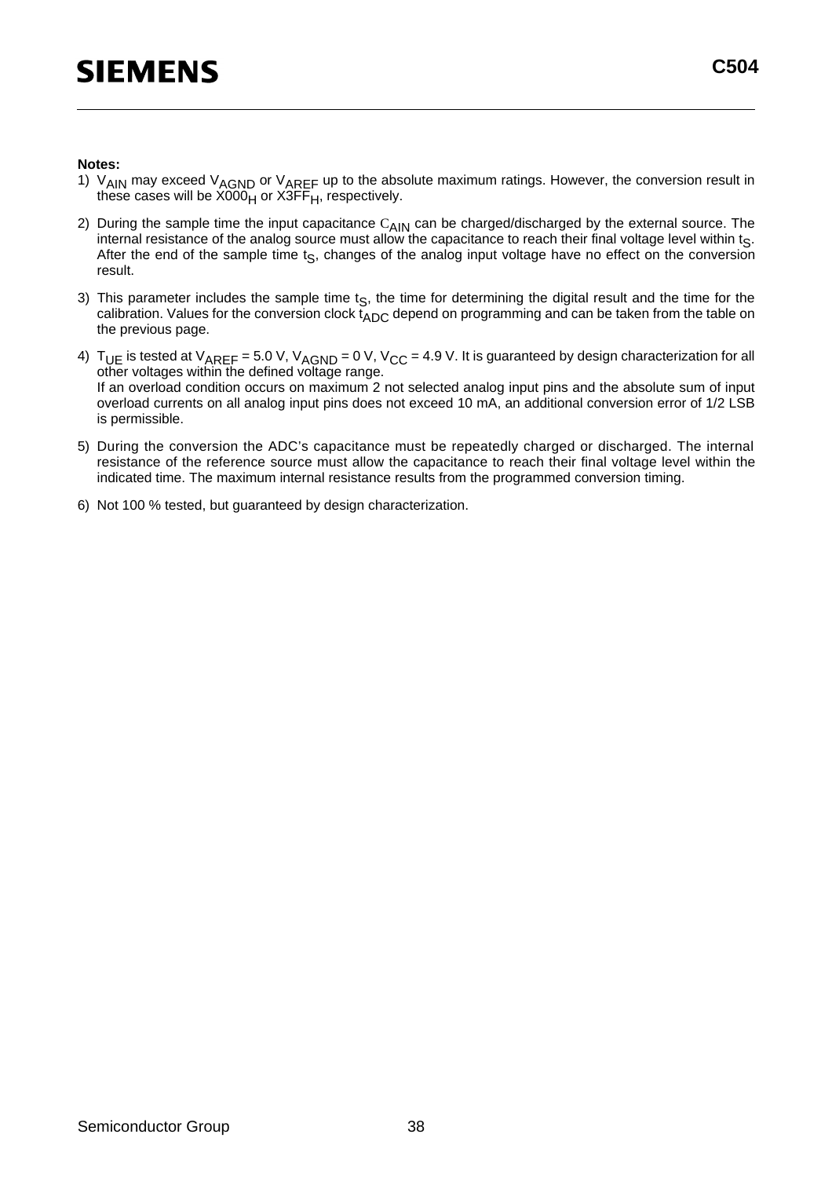**Notes:**

1) $V_{AIN}$ may exceed $V_{AGND}$ or $V_{AREF}$ up to the absolute maximum ratings. However, the conversion result in these cases will be $X000_H$ or $X3FF_H$, respectively.

2) During the sample time the input capacitance $C_{AIN}$ can be charged/discharged by the external source. The internal resistance of the analog source must allow the capacitance to reach their final voltage level within $t_S$. After the end of the sample time $t_S$, changes of the analog input voltage have no effect on the conversion result.

3) This parameter includes the sample time $t_S$, the time for determining the digital result and the time for the calibration. Values for the conversion clock $t_{ADC}$ depend on programming and can be taken from the table on the previous page.

4) $T_{UE}$ is tested at $V_{AREF}$ = 5.0 V, $V_{AGND}$ = 0 V, $V_{CC}$ = 4.9 V. It is guaranteed by design characterization for all other voltages within the defined voltage range.
   If an overload condition occurs on maximum 2 not selected analog input pins and the absolute sum of input overload currents on all analog input pins does not exceed 10 mA, an additional conversion error of 1/2 LSB is permissible.

5) During the conversion the ADC's capacitance must be repeatedly charged or discharged. The internal resistance of the reference source must allow the capacitance to reach their final voltage level within the indicated time. The maximum internal resistance results from the programmed conversion timing.

6) Not 100 % tested, but guaranteed by design characterization.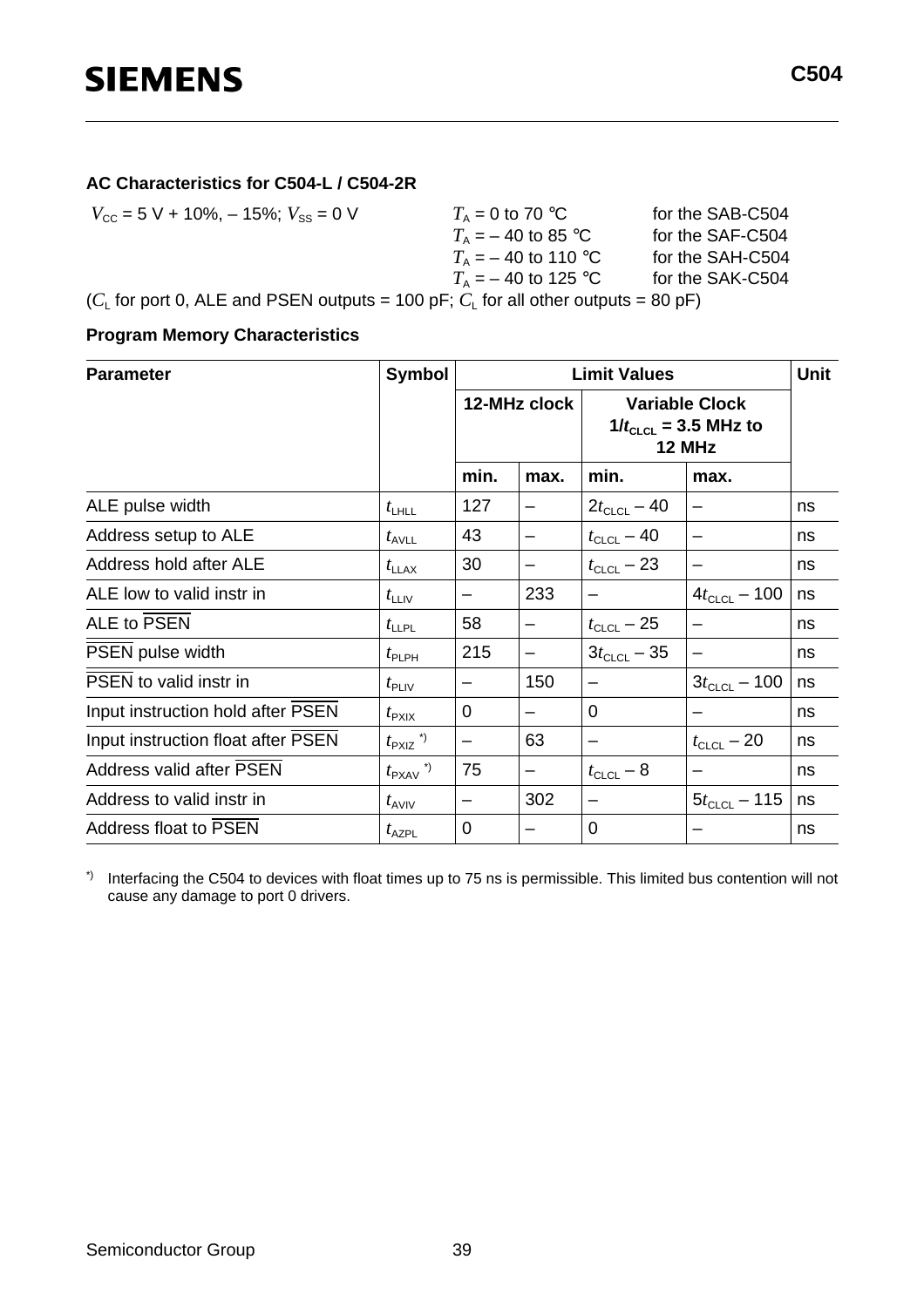## AC Characteristics for C504-L / C504-2R

$V_{CC}$ = 5 V + 10%, – 15%; $V_{SS}$ = 0 V

$T_A$ = 0 to 70 °C for the SAB-C504
$T_A$ = – 40 to 85 °C for the SAF-C504
$T_A$ = – 40 to 110 °C for the SAH-C504
$T_A$ = – 40 to 125 °C for the SAK-C504

($C_L$ for port 0, ALE and PSEN outputs = 100 pF; $C_L$ for all other outputs = 80 pF)

### Program Memory Characteristics

| Parameter | Symbol | Limit Values | | | | Unit |
|---|---|---|---|---|---|---|
| | | 12-MHz clock | | Variable Clock $1/t_{CLCL}$ = 3.5 MHz to 12 MHz | | |
| | | min. | max. | min. | max. | |
| ALE pulse width | $t_{LHLL}$ | 127 | – | $2t_{CLCL}$ – 40 | – | ns |
| Address setup to ALE | $t_{AVLL}$ | 43 | – | $t_{CLCL}$ – 40 | – | ns |
| Address hold after ALE | $t_{LLAX}$ | 30 | – | $t_{CLCL}$ – 23 | – | ns |
| ALE low to valid instr in | $t_{LLIV}$ | – | 233 | – | $4t_{CLCL}$ – 100 | ns |
| ALE to $\overline{\text{PSEN}}$ | $t_{LLPL}$ | 58 | – | $t_{CLCL}$ – 25 | – | ns |
| $\overline{\text{PSEN}}$ pulse width | $t_{PLPH}$ | 215 | – | $3t_{CLCL}$ – 35 | – | ns |
| $\overline{\text{PSEN}}$ to valid instr in | $t_{PLIV}$ | – | 150 | – | $3t_{CLCL}$ – 100 | ns |
| Input instruction hold after $\overline{\text{PSEN}}$ | $t_{PXIX}$ | 0 | – | 0 | – | ns |
| Input instruction float after $\overline{\text{PSEN}}$ | $t_{PXIZ}$ *) | – | 63 | – | $t_{CLCL}$ – 20 | ns |
| Address valid after $\overline{\text{PSEN}}$ | $t_{PXAV}$ *) | 75 | – | $t_{CLCL}$ – 8 | – | ns |
| Address to valid instr in | $t_{AVIV}$ | – | 302 | – | $5t_{CLCL}$ – 115 | ns |
| Address float to $\overline{\text{PSEN}}$ | $t_{AZPL}$ | 0 | – | 0 | – | ns |

*) Interfacing the C504 to devices with float times up to 75 ns is permissible. This limited bus contention will not cause any damage to port 0 drivers.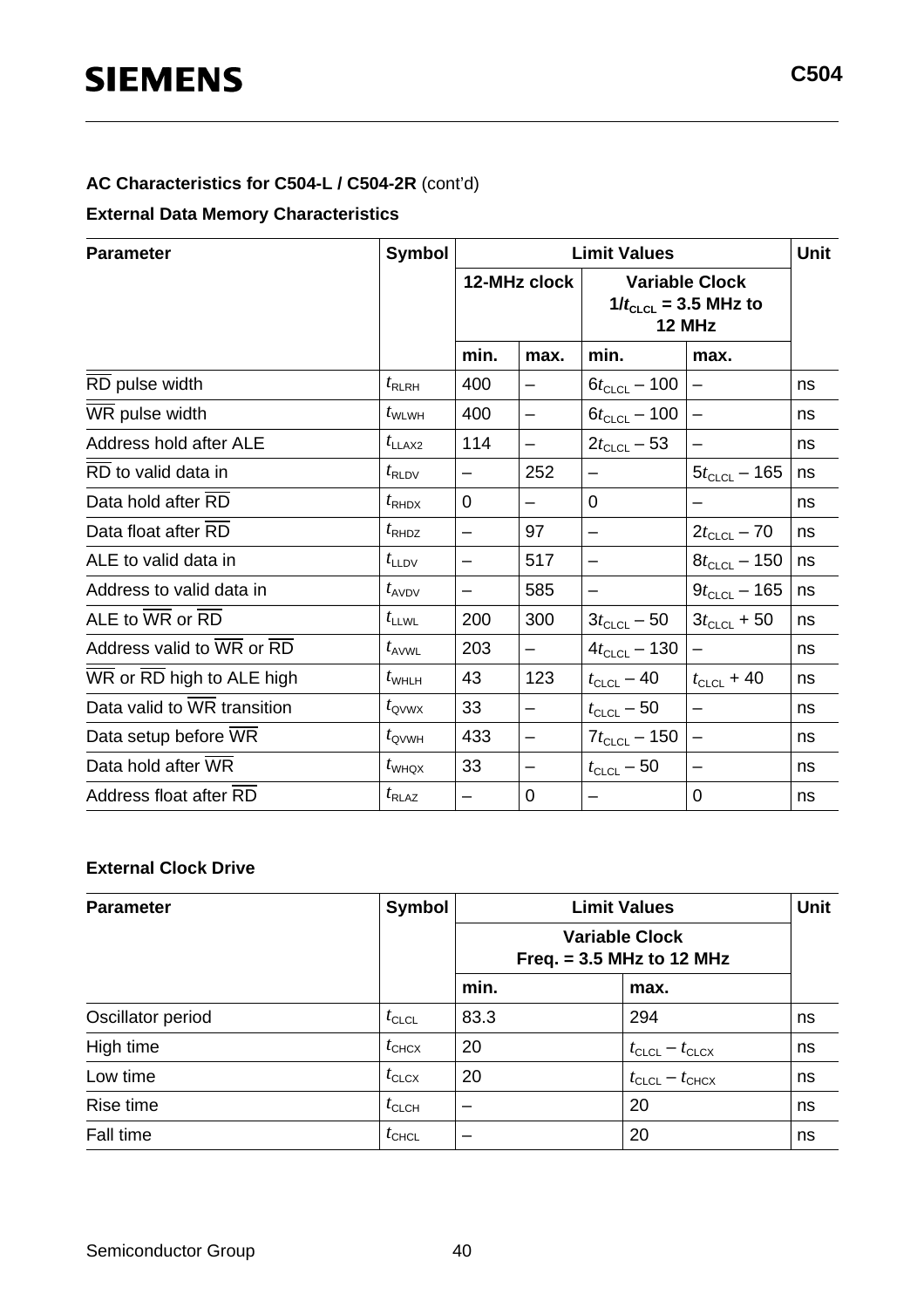**AC Characteristics for C504-L / C504-2R** (cont'd)

**External Data Memory Characteristics**

| Parameter | Symbol | Limit Values | | | | Unit |
|---|---|---|---|---|---|---|
| | | 12-MHz clock | | Variable Clock $1/t_{CLCL}$ = 3.5 MHz to 12 MHz | | |
| | | min. | max. | min. | max. | |
| $\overline{RD}$ pulse width | $t_{RLRH}$ | 400 | – | $6t_{CLCL}$ – 100 | – | ns |
| $\overline{WR}$ pulse width | $t_{WLWH}$ | 400 | – | $6t_{CLCL}$ – 100 | – | ns |
| Address hold after ALE | $t_{LLAX2}$ | 114 | – | $2t_{CLCL}$ – 53 | – | ns |
| $\overline{RD}$ to valid data in | $t_{RLDV}$ | – | 252 | – | $5t_{CLCL}$ – 165 | ns |
| Data hold after $\overline{RD}$ | $t_{RHDX}$ | 0 | – | 0 | – | ns |
| Data float after $\overline{RD}$ | $t_{RHDZ}$ | – | 97 | – | $2t_{CLCL}$ – 70 | ns |
| ALE to valid data in | $t_{LLDV}$ | – | 517 | – | $8t_{CLCL}$ – 150 | ns |
| Address to valid data in | $t_{AVDV}$ | – | 585 | – | $9t_{CLCL}$ – 165 | ns |
| ALE to $\overline{WR}$ or $\overline{RD}$ | $t_{LLWL}$ | 200 | 300 | $3t_{CLCL}$ – 50 | $3t_{CLCL}$ + 50 | ns |
| Address valid to $\overline{WR}$ or $\overline{RD}$ | $t_{AVWL}$ | 203 | – | $4t_{CLCL}$ – 130 | – | ns |
| $\overline{WR}$ or $\overline{RD}$ high to ALE high | $t_{WHLH}$ | 43 | 123 | $t_{CLCL}$ – 40 | $t_{CLCL}$ + 40 | ns |
| Data valid to $\overline{WR}$ transition | $t_{QVWX}$ | 33 | – | $t_{CLCL}$ – 50 | – | ns |
| Data setup before $\overline{WR}$ | $t_{QVWH}$ | 433 | – | $7t_{CLCL}$ – 150 | – | ns |
| Data hold after $\overline{WR}$ | $t_{WHQX}$ | 33 | – | $t_{CLCL}$ – 50 | – | ns |
| Address float after $\overline{RD}$ | $t_{RLAZ}$ | – | 0 | – | 0 | ns |

**External Clock Drive**

| Parameter | Symbol | Limit Values | | Unit |
|---|---|---|---|---|
| | | Variable Clock Freq. = 3.5 MHz to 12 MHz | | |
| | | min. | max. | |
| Oscillator period | $t_{CLCL}$ | 83.3 | 294 | ns |
| High time | $t_{CHCX}$ | 20 | $t_{CLCL}$ – $t_{CLCX}$ | ns |
| Low time | $t_{CLCX}$ | 20 | $t_{CLCL}$ – $t_{CHCX}$ | ns |
| Rise time | $t_{CLCH}$ | – | 20 | ns |
| Fall time | $t_{CHCL}$ | – | 20 | ns |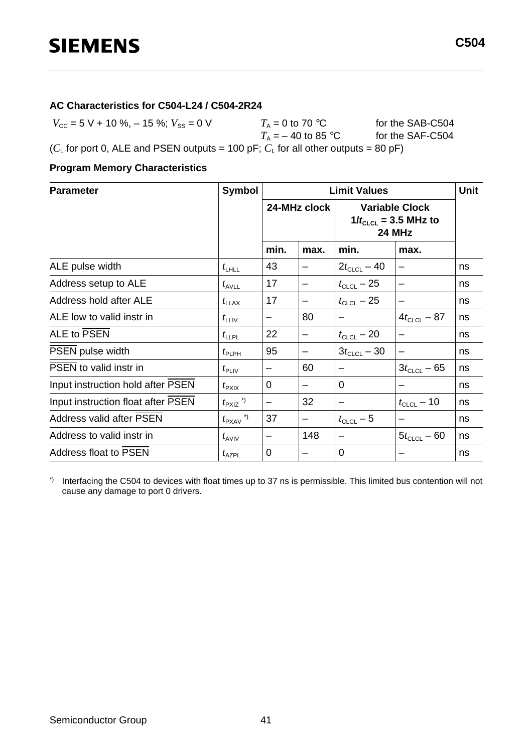### AC Characteristics for C504-L24 / C504-2R24

$V_{CC}$ = 5 V + 10 %, – 15 %; $V_{SS}$ = 0 V $T_A$ = 0 to 70 °C for the SAB-C504
$T_A$ = – 40 to 85 °C for the SAF-C504
($C_L$ for port 0, ALE and PSEN outputs = 100 pF; $C_L$ for all other outputs = 80 pF)

**Program Memory Characteristics**

| Parameter | Symbol | Limit Values | | | | Unit |
|---|---|---|---|---|---|---|
| | | 24-MHz clock | | Variable Clock $1/t_{CLCL}$ = 3.5 MHz to 24 MHz | | |
| | | min. | max. | min. | max. | |
| ALE pulse width | $t_{LHLL}$ | 43 | – | $2t_{CLCL} - 40$ | – | ns |
| Address setup to ALE | $t_{AVLL}$ | 17 | – | $t_{CLCL} - 25$ | – | ns |
| Address hold after ALE | $t_{LLAX}$ | 17 | – | $t_{CLCL} - 25$ | – | ns |
| ALE low to valid instr in | $t_{LLIV}$ | – | 80 | – | $4t_{CLCL} - 87$ | ns |
| ALE to $\overline{\text{PSEN}}$ | $t_{LLPL}$ | 22 | – | $t_{CLCL} - 20$ | – | ns |
| $\overline{\text{PSEN}}$ pulse width | $t_{PLPH}$ | 95 | – | $3t_{CLCL} - 30$ | – | ns |
| $\overline{\text{PSEN}}$ to valid instr in | $t_{PLIV}$ | – | 60 | – | $3t_{CLCL} - 65$ | ns |
| Input instruction hold after $\overline{\text{PSEN}}$ | $t_{PXIX}$ | 0 | – | 0 | – | ns |
| Input instruction float after $\overline{\text{PSEN}}$ | $t_{PXIZ}$ *) | – | 32 | – | $t_{CLCL} - 10$ | ns |
| Address valid after $\overline{\text{PSEN}}$ | $t_{PXAV}$ *) | 37 | – | $t_{CLCL} - 5$ | – | ns |
| Address to valid instr in | $t_{AVIV}$ | – | 148 | – | $5t_{CLCL} - 60$ | ns |
| Address float to $\overline{\text{PSEN}}$ | $t_{AZPL}$ | 0 | – | 0 | – | ns |

*) Interfacing the C504 to devices with float times up to 37 ns is permissible. This limited bus contention will not cause any damage to port 0 drivers.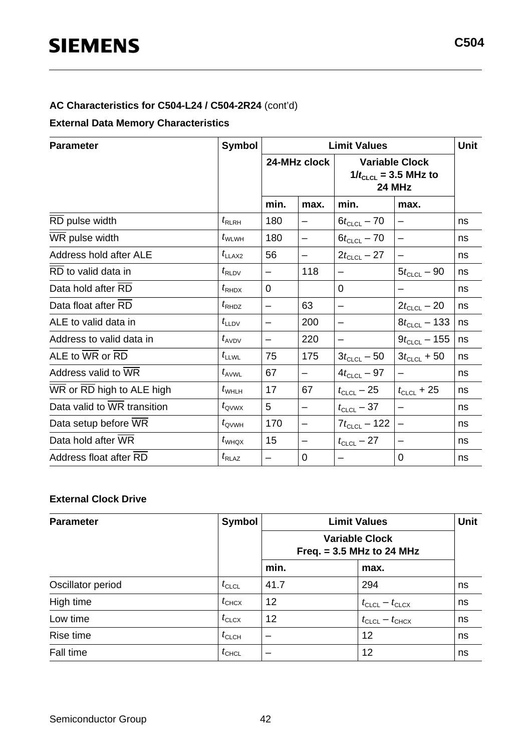**AC Characteristics for C504-L24 / C504-2R24** (cont'd)

**External Data Memory Characteristics**

| Parameter | Symbol | Limit Values | | | | Unit |
|---|---|---|---|---|---|---|
| | | 24-MHz clock | | Variable Clock $1/t_{CLCL}$ = 3.5 MHz to 24 MHz | | |
| | | min. | max. | min. | max. | |
| $\overline{RD}$ pulse width | $t_{RLRH}$ | 180 | – | $6t_{CLCL}$ – 70 | – | ns |
| $\overline{WR}$ pulse width | $t_{WLWH}$ | 180 | – | $6t_{CLCL}$ – 70 | – | ns |
| Address hold after ALE | $t_{LLAX2}$ | 56 | – | $2t_{CLCL}$ – 27 | – | ns |
| $\overline{RD}$ to valid data in | $t_{RLDV}$ | – | 118 | – | $5t_{CLCL}$ – 90 | ns |
| Data hold after $\overline{RD}$ | $t_{RHDX}$ | 0 | | 0 | – | ns |
| Data float after $\overline{RD}$ | $t_{RHDZ}$ | – | 63 | – | $2t_{CLCL}$ – 20 | ns |
| ALE to valid data in | $t_{LLDV}$ | – | 200 | – | $8t_{CLCL}$ – 133 | ns |
| Address to valid data in | $t_{AVDV}$ | – | 220 | – | $9t_{CLCL}$ – 155 | ns |
| ALE to $\overline{WR}$ or $\overline{RD}$ | $t_{LLWL}$ | 75 | 175 | $3t_{CLCL}$ – 50 | $3t_{CLCL}$ + 50 | ns |
| Address valid to $\overline{WR}$ | $t_{AVWL}$ | 67 | – | $4t_{CLCL}$ – 97 | – | ns |
| $\overline{WR}$ or $\overline{RD}$ high to ALE high | $t_{WHLH}$ | 17 | 67 | $t_{CLCL}$ – 25 | $t_{CLCL}$ + 25 | ns |
| Data valid to $\overline{WR}$ transition | $t_{QVWX}$ | 5 | – | $t_{CLCL}$ – 37 | – | ns |
| Data setup before $\overline{WR}$ | $t_{QVWH}$ | 170 | – | $7t_{CLCL}$ – 122 | – | ns |
| Data hold after $\overline{WR}$ | $t_{WHQX}$ | 15 | – | $t_{CLCL}$ – 27 | – | ns |
| Address float after $\overline{RD}$ | $t_{RLAZ}$ | – | 0 | – | 0 | ns |

**External Clock Drive**

| Parameter | Symbol | Limit Values | | Unit |
|---|---|---|---|---|
| | | Variable Clock Freq. = 3.5 MHz to 24 MHz | | |
| | | min. | max. | |
| Oscillator period | $t_{CLCL}$ | 41.7 | 294 | ns |
| High time | $t_{CHCX}$ | 12 | $t_{CLCL}$ – $t_{CLCX}$ | ns |
| Low time | $t_{CLCX}$ | 12 | $t_{CLCL}$ – $t_{CHCX}$ | ns |
| Rise time | $t_{CLCH}$ | – | 12 | ns |
| Fall time | $t_{CHCL}$ | – | 12 | ns |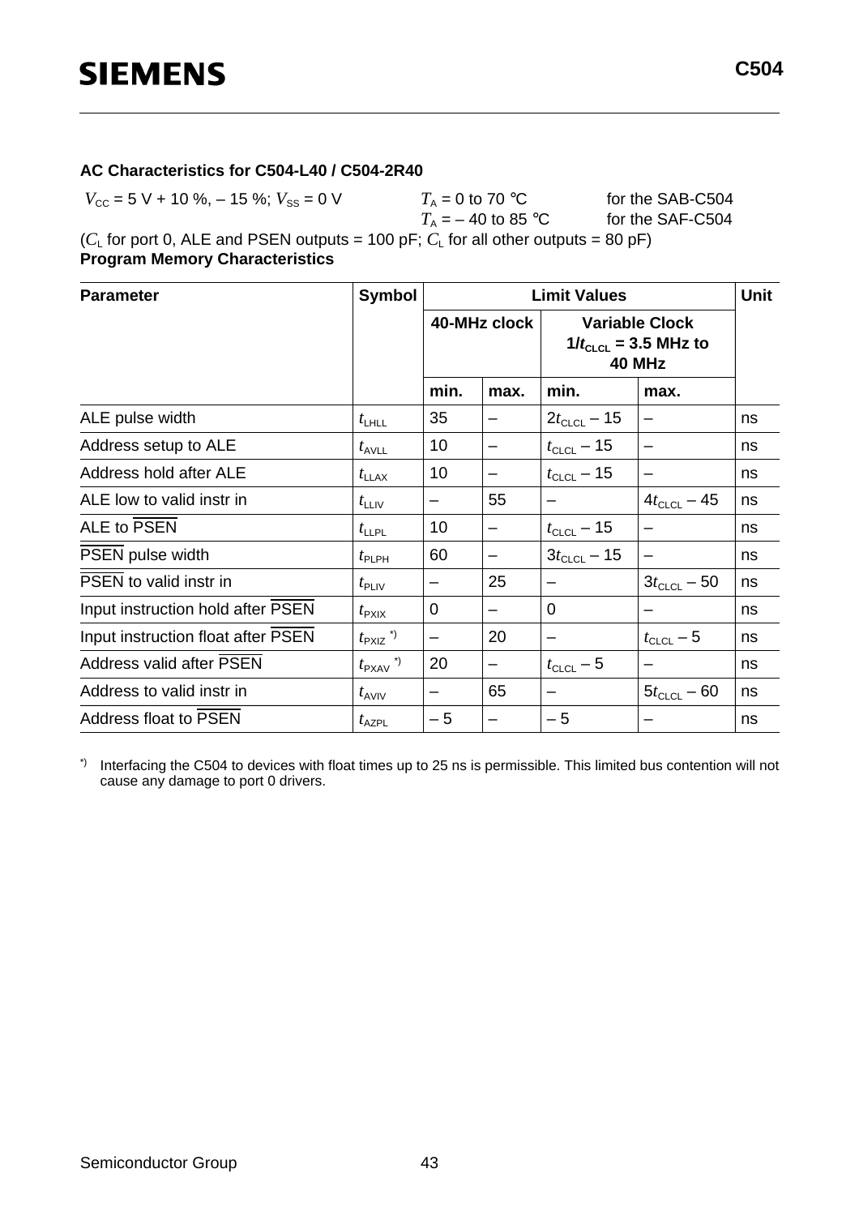### AC Characteristics for C504-L40 / C504-2R40

$V_{CC}$ = 5 V + 10 %, – 15 %; $V_{SS}$ = 0 V $\quad$ $T_A$ = 0 to 70 °C for the SAB-C504
$T_A$ = – 40 to 85 °C for the SAF-C504

($C_L$ for port 0, ALE and PSEN outputs = 100 pF; $C_L$ for all other outputs = 80 pF)

**Program Memory Characteristics**

| Parameter | Symbol | Limit Values | | | | Unit |
|---|---|---|---|---|---|---|
| | | 40-MHz clock | | Variable Clock $1/t_{CLCL}$ = 3.5 MHz to 40 MHz | | |
| | | min. | max. | min. | max. | |
| ALE pulse width | $t_{LHLL}$ | 35 | – | $2t_{CLCL} - 15$ | – | ns |
| Address setup to ALE | $t_{AVLL}$ | 10 | – | $t_{CLCL} - 15$ | – | ns |
| Address hold after ALE | $t_{LLAX}$ | 10 | – | $t_{CLCL} - 15$ | – | ns |
| ALE low to valid instr in | $t_{LLIV}$ | – | 55 | – | $4t_{CLCL} - 45$ | ns |
| ALE to $\overline{\text{PSEN}}$ | $t_{LLPL}$ | 10 | – | $t_{CLCL} - 15$ | – | ns |
| $\overline{\text{PSEN}}$ pulse width | $t_{PLPH}$ | 60 | – | $3t_{CLCL} - 15$ | – | ns |
| $\overline{\text{PSEN}}$ to valid instr in | $t_{PLIV}$ | – | 25 | – | $3t_{CLCL} - 50$ | ns |
| Input instruction hold after $\overline{\text{PSEN}}$ | $t_{PXIX}$ | 0 | – | 0 | – | ns |
| Input instruction float after $\overline{\text{PSEN}}$ | $t_{PXIZ}$ *) | – | 20 | – | $t_{CLCL} - 5$ | ns |
| Address valid after $\overline{\text{PSEN}}$ | $t_{PXAV}$ *) | 20 | – | $t_{CLCL} - 5$ | – | ns |
| Address to valid instr in | $t_{AVIV}$ | – | 65 | – | $5t_{CLCL} - 60$ | ns |
| Address float to $\overline{\text{PSEN}}$ | $t_{AZPL}$ | – 5 | – | – 5 | – | ns |

*) Interfacing the C504 to devices with float times up to 25 ns is permissible. This limited bus contention will not cause any damage to port 0 drivers.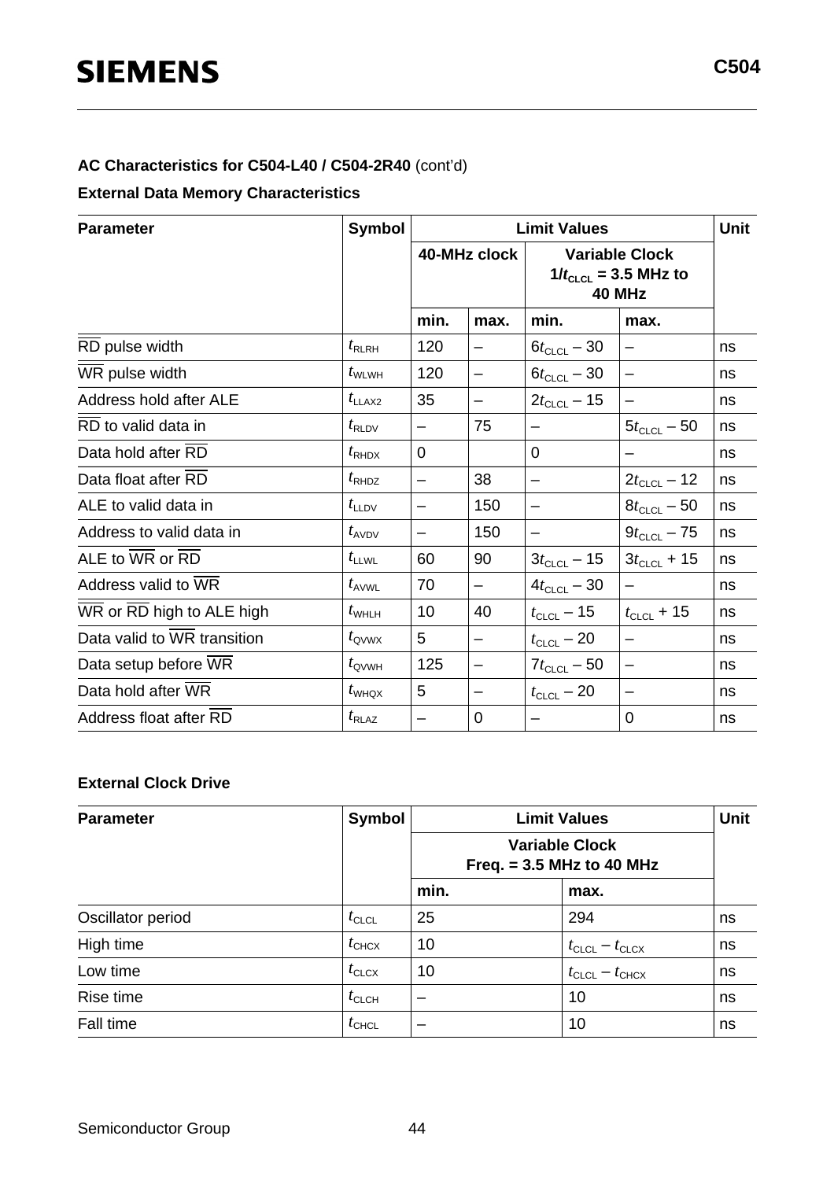**AC Characteristics for C504-L40 / C504-2R40** (cont'd)

**External Data Memory Characteristics**

| Parameter | Symbol | Limit Values | | | | Unit |
|---|---|---|---|---|---|---|
| | | 40-MHz clock | | Variable Clock $1/t_{CLCL}$ = 3.5 MHz to 40 MHz | | |
| | | min. | max. | min. | max. | |
| $\overline{RD}$ pulse width | $t_{RLRH}$ | 120 | – | $6t_{CLCL} - 30$ | – | ns |
| $\overline{WR}$ pulse width | $t_{WLWH}$ | 120 | – | $6t_{CLCL} - 30$ | – | ns |
| Address hold after ALE | $t_{LLAX2}$ | 35 | – | $2t_{CLCL} - 15$ | – | ns |
| $\overline{RD}$ to valid data in | $t_{RLDV}$ | – | 75 | – | $5t_{CLCL} - 50$ | ns |
| Data hold after $\overline{RD}$ | $t_{RHDX}$ | 0 | | 0 | – | ns |
| Data float after $\overline{RD}$ | $t_{RHDZ}$ | – | 38 | – | $2t_{CLCL} - 12$ | ns |
| ALE to valid data in | $t_{LLDV}$ | – | 150 | – | $8t_{CLCL} - 50$ | ns |
| Address to valid data in | $t_{AVDV}$ | – | 150 | – | $9t_{CLCL} - 75$ | ns |
| ALE to $\overline{WR}$ or $\overline{RD}$ | $t_{LLWL}$ | 60 | 90 | $3t_{CLCL} - 15$ | $3t_{CLCL} + 15$ | ns |
| Address valid to $\overline{WR}$ | $t_{AVWL}$ | 70 | – | $4t_{CLCL} - 30$ | – | ns |
| $\overline{WR}$ or $\overline{RD}$ high to ALE high | $t_{WHLH}$ | 10 | 40 | $t_{CLCL} - 15$ | $t_{CLCL} + 15$ | ns |
| Data valid to $\overline{WR}$ transition | $t_{QVWX}$ | 5 | – | $t_{CLCL} - 20$ | – | ns |
| Data setup before $\overline{WR}$ | $t_{QVWH}$ | 125 | – | $7t_{CLCL} - 50$ | – | ns |
| Data hold after $\overline{WR}$ | $t_{WHQX}$ | 5 | – | $t_{CLCL} - 20$ | – | ns |
| Address float after $\overline{RD}$ | $t_{RLAZ}$ | – | 0 | – | 0 | ns |

**External Clock Drive**

| Parameter | Symbol | Limit Values | | Unit |
|---|---|---|---|---|
| | | Variable Clock Freq. = 3.5 MHz to 40 MHz | | |
| | | min. | max. | |
| Oscillator period | $t_{CLCL}$ | 25 | 294 | ns |
| High time | $t_{CHCX}$ | 10 | $t_{CLCL} - t_{CLCX}$ | ns |
| Low time | $t_{CLCX}$ | 10 | $t_{CLCL} - t_{CHCX}$ | ns |
| Rise time | $t_{CLCH}$ | – | 10 | ns |
| Fall time | $t_{CHCL}$ | – | 10 | ns |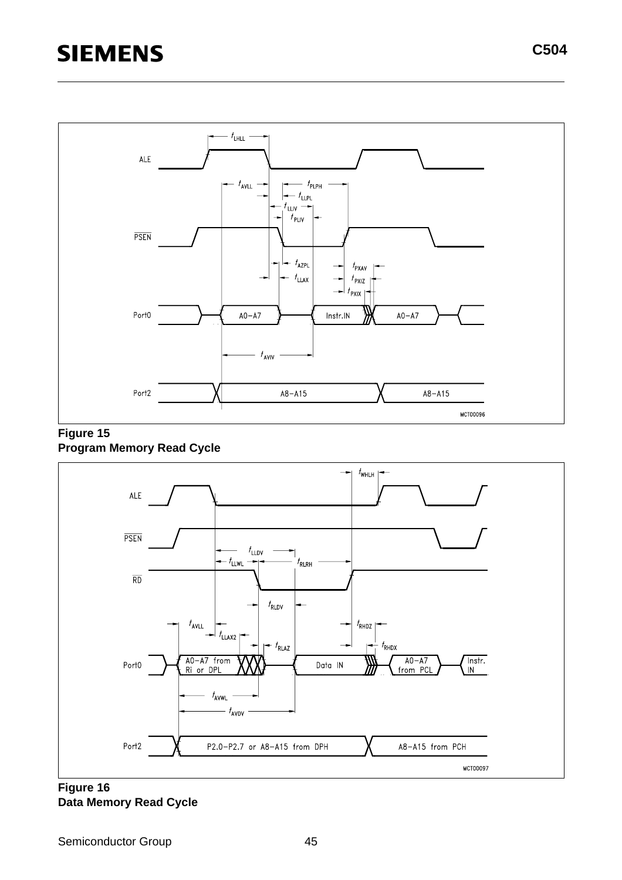**Figure 15**
**Program Memory Read Cycle**

**Figure 16**
**Data Memory Read Cycle**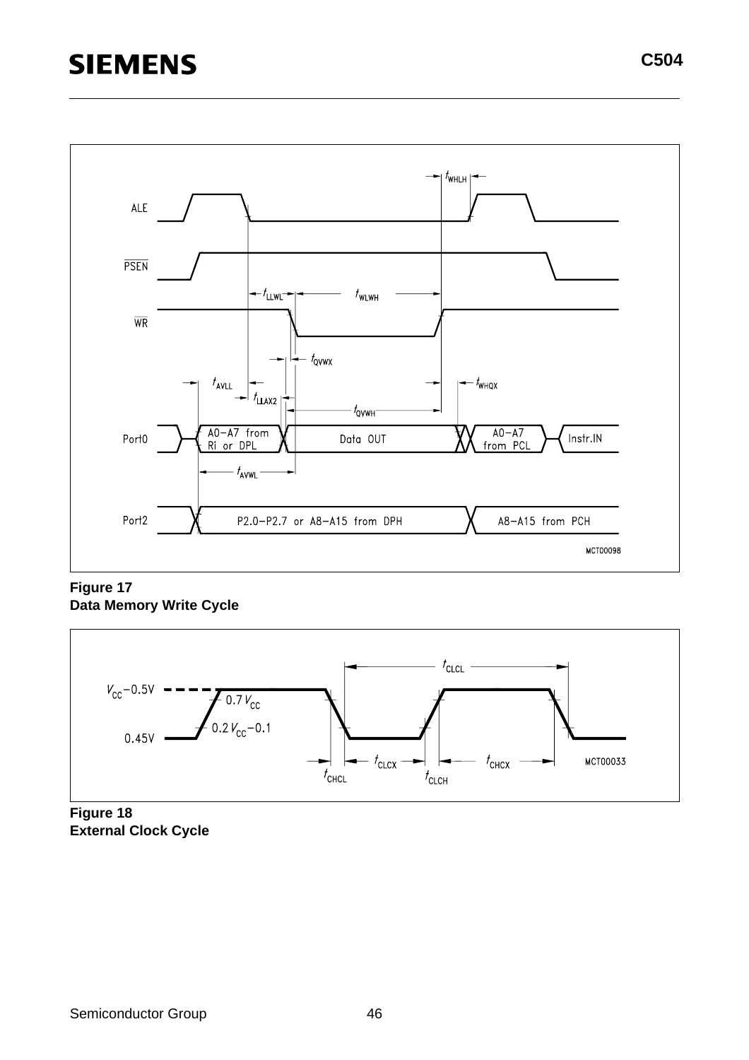**Figure 17**
**Data Memory Write Cycle**

**Figure 18**
**External Clock Cycle**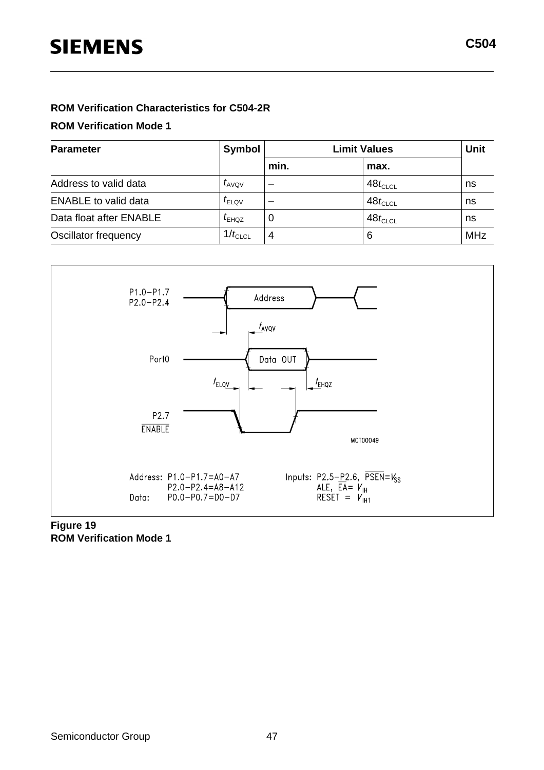**ROM Verification Characteristics for C504-2R**

**ROM Verification Mode 1**

| Parameter | Symbol | Limit Values | | Unit |
|---|---|---|---|---|
| | | min. | max. | |
| Address to valid data | $t_{AVQV}$ | – | $48t_{CLCL}$ | ns |
| ENABLE to valid data | $t_{ELQV}$ | – | $48t_{CLCL}$ | ns |
| Data float after ENABLE | $t_{EHQZ}$ | 0 | $48t_{CLCL}$ | ns |
| Oscillator frequency | $1/t_{CLCL}$ | 4 | 6 | MHz |

Address: P1.0–P1.7 = A0–A7
P2.0–P2.4 = A8–A12
Data: P0.0–P0.7 = D0–D7

Inputs: P2.5–P2.6, $\overline{PSEN}$ = $V_{SS}$
ALE, $\overline{EA}$ = $V_{IH}$
RESET = $V_{IH1}$

**Figure 19**
**ROM Verification Mode 1**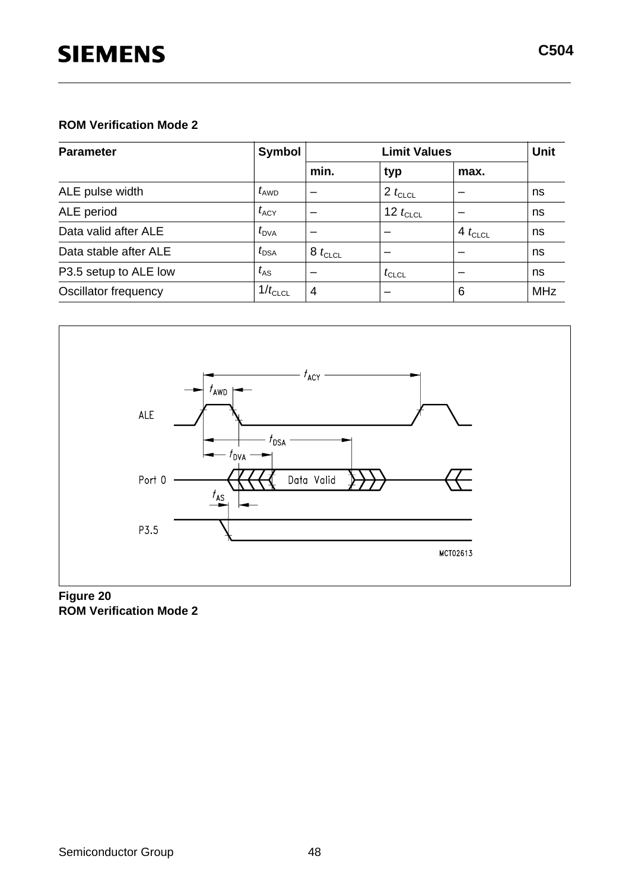**ROM Verification Mode 2**

| Parameter | Symbol | Limit Values | | | Unit |
|---|---|---|---|---|---|
| | | min. | typ | max. | |
| ALE pulse width | $t_{AWD}$ | – | 2 $t_{CLCL}$ | – | ns |
| ALE period | $t_{ACY}$ | – | 12 $t_{CLCL}$ | – | ns |
| Data valid after ALE | $t_{DVA}$ | – | – | 4 $t_{CLCL}$ | ns |
| Data stable after ALE | $t_{DSA}$ | 8 $t_{CLCL}$ | – | – | ns |
| P3.5 setup to ALE low | $t_{AS}$ | – | $t_{CLCL}$ | – | ns |
| Oscillator frequency | $1/t_{CLCL}$ | 4 | – | 6 | MHz |

**Figure 20**
**ROM Verification Mode 2**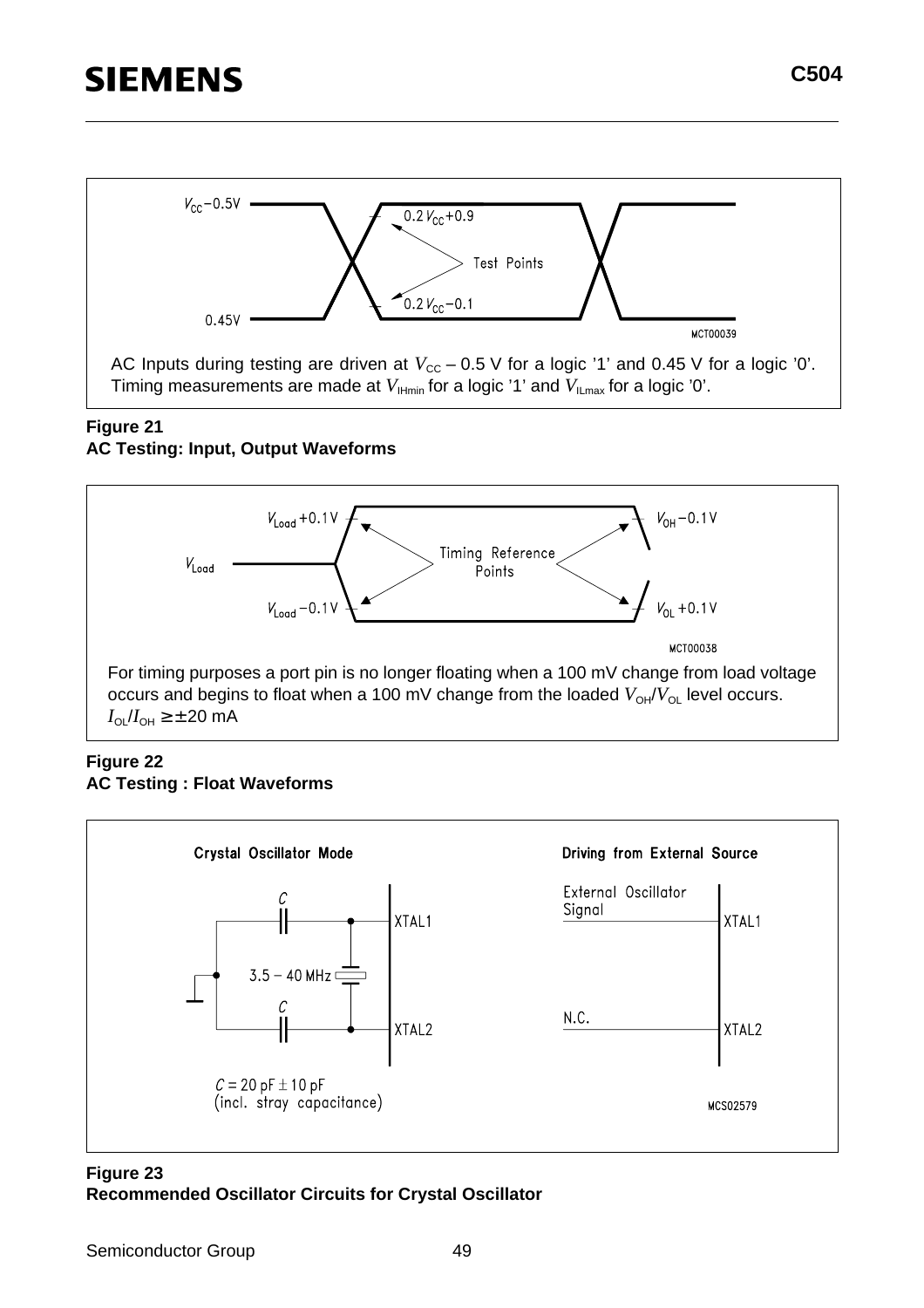$V_{CC}$ – 0.5V

0.45V

$0.2\ V_{CC}$ + 0.9

Test Points

$0.2\ V_{CC}$ – 0.1

MCT00039

AC Inputs during testing are driven at $V_{CC}$ – 0.5 V for a logic '1' and 0.45 V for a logic '0'. Timing measurements are made at $V_{IHmin}$ for a logic '1' and $V_{ILmax}$ for a logic '0'.

**Figure 21**
**AC Testing: Input, Output Waveforms**

$V_{Load}$ +0.1V

$V_{Load}$

$V_{Load}$ –0.1V

Timing Reference Points

$V_{OH}$ –0.1V

$V_{OL}$ +0.1V

MCT00038

For timing purposes a port pin is no longer floating when a 100 mV change from load voltage occurs and begins to float when a 100 mV change from the loaded $V_{OH}/V_{OL}$ level occurs.
$I_{OL}/I_{OH} \geq \pm 20$ mA

**Figure 22**
**AC Testing : Float Waveforms**

Crystal Oscillator Mode

C

3.5 – 40 MHz

C

XTAL1

XTAL2

$C$ = 20 pF ± 10 pF
(incl. stray capacitance)

Driving from External Source

External Oscillator Signal

XTAL1

N.C.

XTAL2

MCS02579

**Figure 23**
**Recommended Oscillator Circuits for Crystal Oscillator**